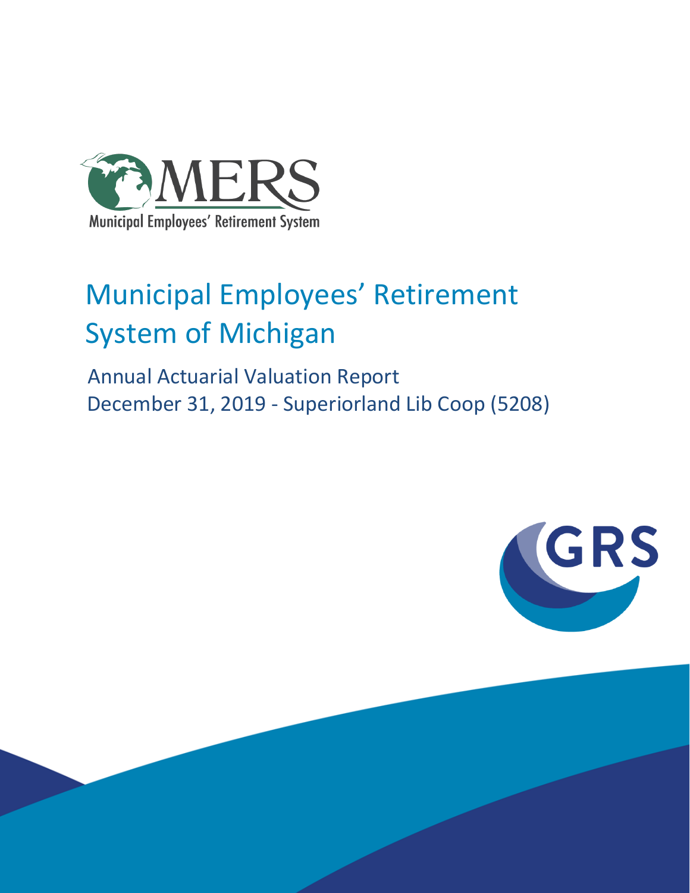MERS

Municipal Employees' Retirement System

# Municipal Employees' Retirement System of Michigan

## Annual Actuarial Valuation Report
## December 31, 2019 - Superiorland Lib Coop (5208)

GRS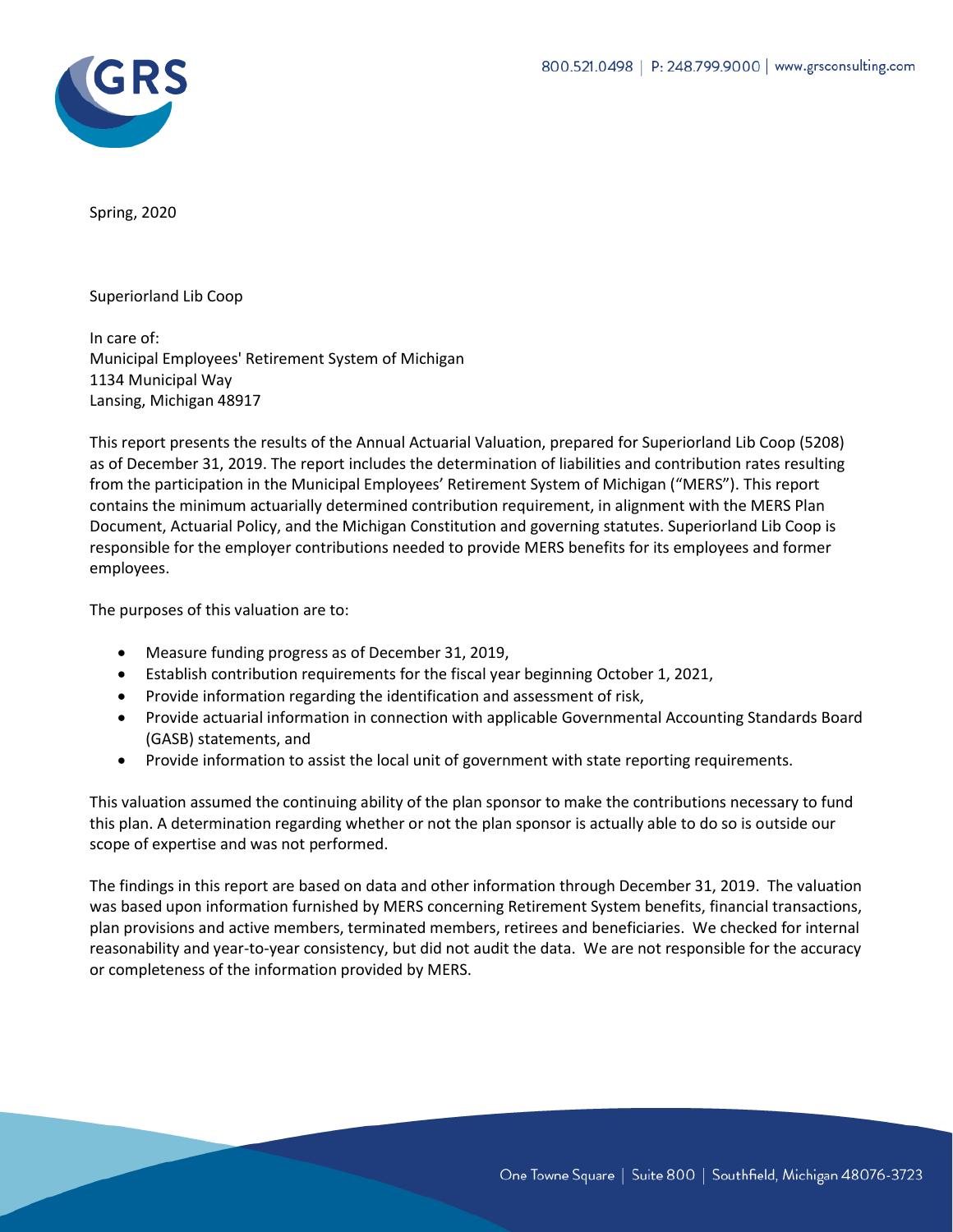Spring, 2020

Superiorland Lib Coop

In care of:
Municipal Employees' Retirement System of Michigan
1134 Municipal Way
Lansing, Michigan 48917

This report presents the results of the Annual Actuarial Valuation, prepared for Superiorland Lib Coop (5208) as of December 31, 2019. The report includes the determination of liabilities and contribution rates resulting from the participation in the Municipal Employees' Retirement System of Michigan ("MERS"). This report contains the minimum actuarially determined contribution requirement, in alignment with the MERS Plan Document, Actuarial Policy, and the Michigan Constitution and governing statutes. Superiorland Lib Coop is responsible for the employer contributions needed to provide MERS benefits for its employees and former employees.

The purposes of this valuation are to:

- Measure funding progress as of December 31, 2019,
- Establish contribution requirements for the fiscal year beginning October 1, 2021,
- Provide information regarding the identification and assessment of risk,
- Provide actuarial information in connection with applicable Governmental Accounting Standards Board (GASB) statements, and
- Provide information to assist the local unit of government with state reporting requirements.

This valuation assumed the continuing ability of the plan sponsor to make the contributions necessary to fund this plan. A determination regarding whether or not the plan sponsor is actually able to do so is outside our scope of expertise and was not performed.

The findings in this report are based on data and other information through December 31, 2019. The valuation was based upon information furnished by MERS concerning Retirement System benefits, financial transactions, plan provisions and active members, terminated members, retirees and beneficiaries. We checked for internal reasonability and year-to-year consistency, but did not audit the data. We are not responsible for the accuracy or completeness of the information provided by MERS.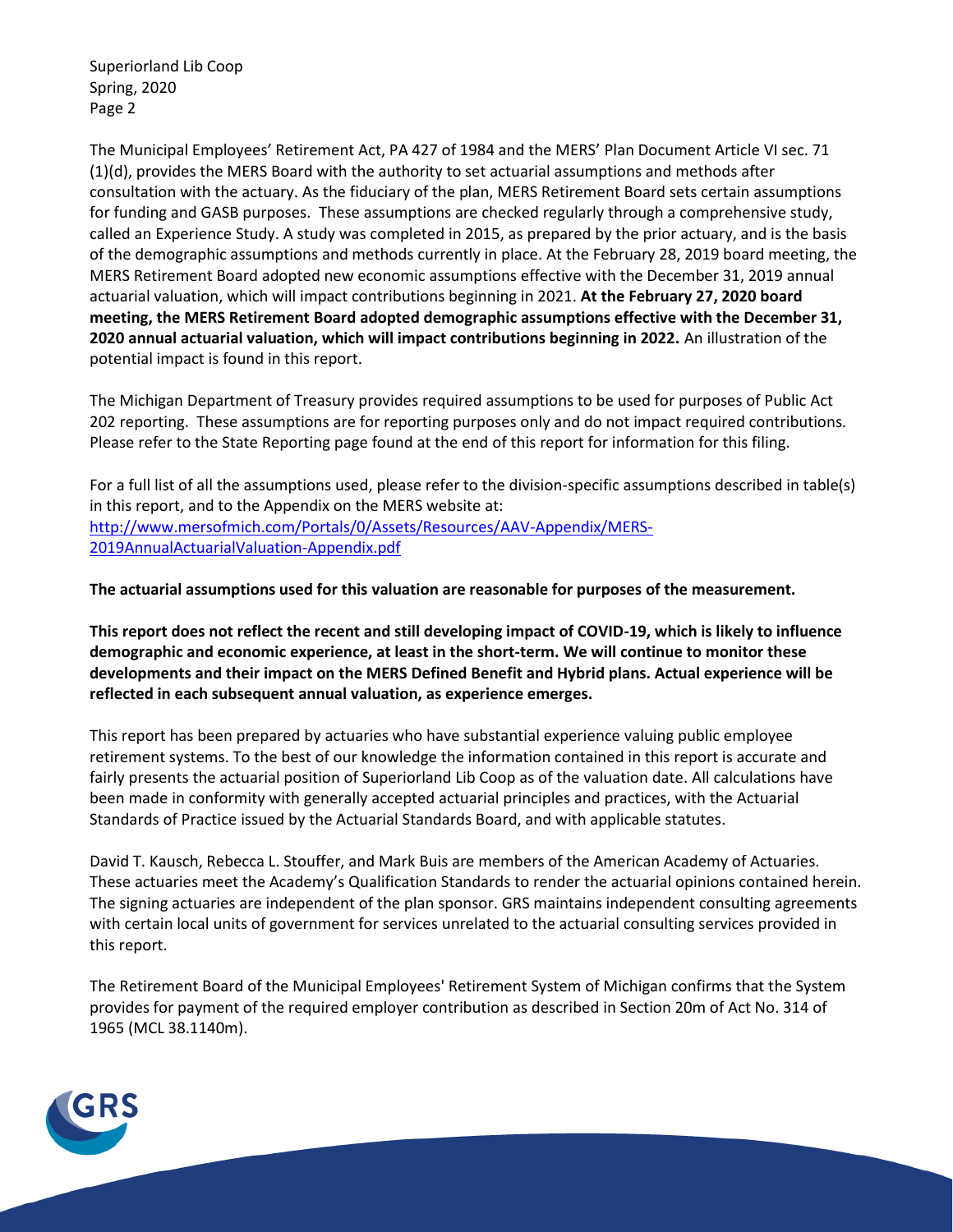The Municipal Employees' Retirement Act, PA 427 of 1984 and the MERS' Plan Document Article VI sec. 71 (1)(d), provides the MERS Board with the authority to set actuarial assumptions and methods after consultation with the actuary. As the fiduciary of the plan, MERS Retirement Board sets certain assumptions for funding and GASB purposes. These assumptions are checked regularly through a comprehensive study, called an Experience Study. A study was completed in 2015, as prepared by the prior actuary, and is the basis of the demographic assumptions and methods currently in place. At the February 28, 2019 board meeting, the MERS Retirement Board adopted new economic assumptions effective with the December 31, 2019 annual actuarial valuation, which will impact contributions beginning in 2021. **At the February 27, 2020 board meeting, the MERS Retirement Board adopted demographic assumptions effective with the December 31, 2020 annual actuarial valuation, which will impact contributions beginning in 2022.** An illustration of the potential impact is found in this report.

The Michigan Department of Treasury provides required assumptions to be used for purposes of Public Act 202 reporting. These assumptions are for reporting purposes only and do not impact required contributions. Please refer to the State Reporting page found at the end of this report for information for this filing.

For a full list of all the assumptions used, please refer to the division-specific assumptions described in table(s) in this report, and to the Appendix on the MERS website at: [http://www.mersofmich.com/Portals/0/Assets/Resources/AAV-Appendix/MERS-2019AnnualActuarialValuation-Appendix.pdf](http://www.mersofmich.com/Portals/0/Assets/Resources/AAV-Appendix/MERS-2019AnnualActuarialValuation-Appendix.pdf)

**The actuarial assumptions used for this valuation are reasonable for purposes of the measurement.**

**This report does not reflect the recent and still developing impact of COVID-19, which is likely to influence demographic and economic experience, at least in the short-term. We will continue to monitor these developments and their impact on the MERS Defined Benefit and Hybrid plans. Actual experience will be reflected in each subsequent annual valuation, as experience emerges.**

This report has been prepared by actuaries who have substantial experience valuing public employee retirement systems. To the best of our knowledge the information contained in this report is accurate and fairly presents the actuarial position of Superiorland Lib Coop as of the valuation date. All calculations have been made in conformity with generally accepted actuarial principles and practices, with the Actuarial Standards of Practice issued by the Actuarial Standards Board, and with applicable statutes.

David T. Kausch, Rebecca L. Stouffer, and Mark Buis are members of the American Academy of Actuaries. These actuaries meet the Academy's Qualification Standards to render the actuarial opinions contained herein. The signing actuaries are independent of the plan sponsor. GRS maintains independent consulting agreements with certain local units of government for services unrelated to the actuarial consulting services provided in this report.

The Retirement Board of the Municipal Employees' Retirement System of Michigan confirms that the System provides for payment of the required employer contribution as described in Section 20m of Act No. 314 of 1965 (MCL 38.1140m).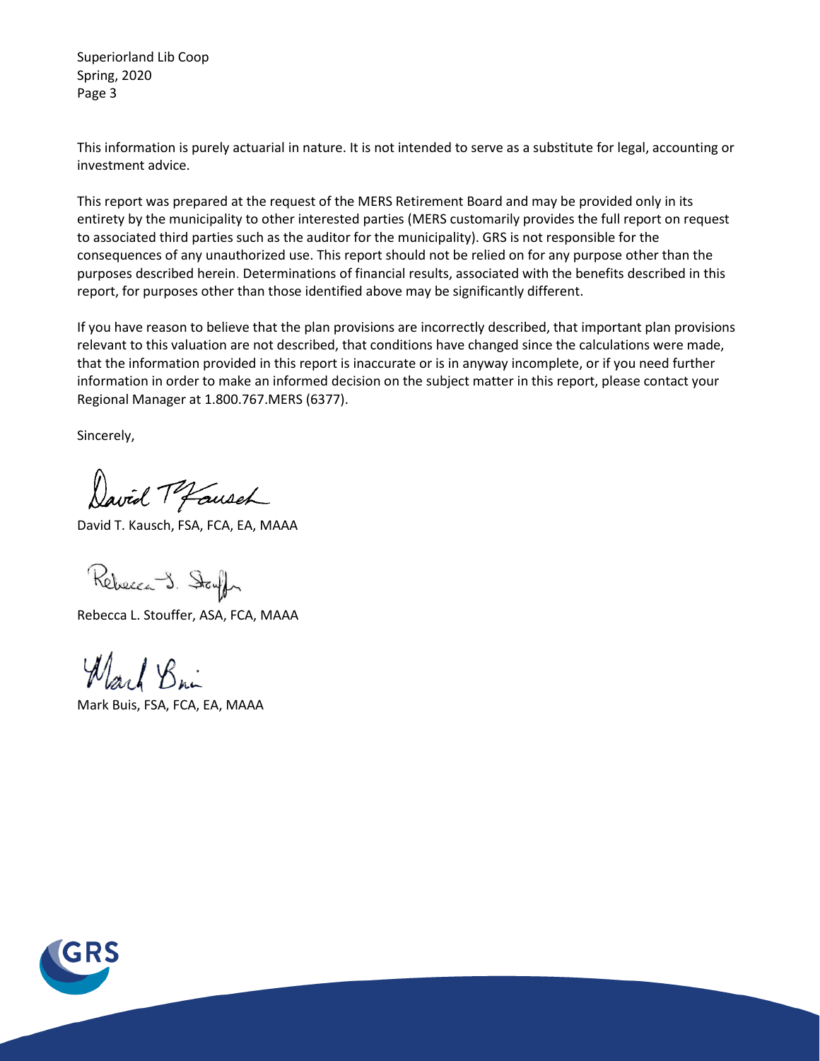This information is purely actuarial in nature. It is not intended to serve as a substitute for legal, accounting or investment advice.

This report was prepared at the request of the MERS Retirement Board and may be provided only in its entirety by the municipality to other interested parties (MERS customarily provides the full report on request to associated third parties such as the auditor for the municipality). GRS is not responsible for the consequences of any unauthorized use. This report should not be relied on for any purpose other than the purposes described herein. Determinations of financial results, associated with the benefits described in this report, for purposes other than those identified above may be significantly different.

If you have reason to believe that the plan provisions are incorrectly described, that important plan provisions relevant to this valuation are not described, that conditions have changed since the calculations were made, that the information provided in this report is inaccurate or is in anyway incomplete, or if you need further information in order to make an informed decision on the subject matter in this report, please contact your Regional Manager at 1.800.767.MERS (6377).

Sincerely,

David T. Kausch, FSA, FCA, EA, MAAA

Rebecca L. Stouffer, ASA, FCA, MAAA

Mark Buis, FSA, FCA, EA, MAAA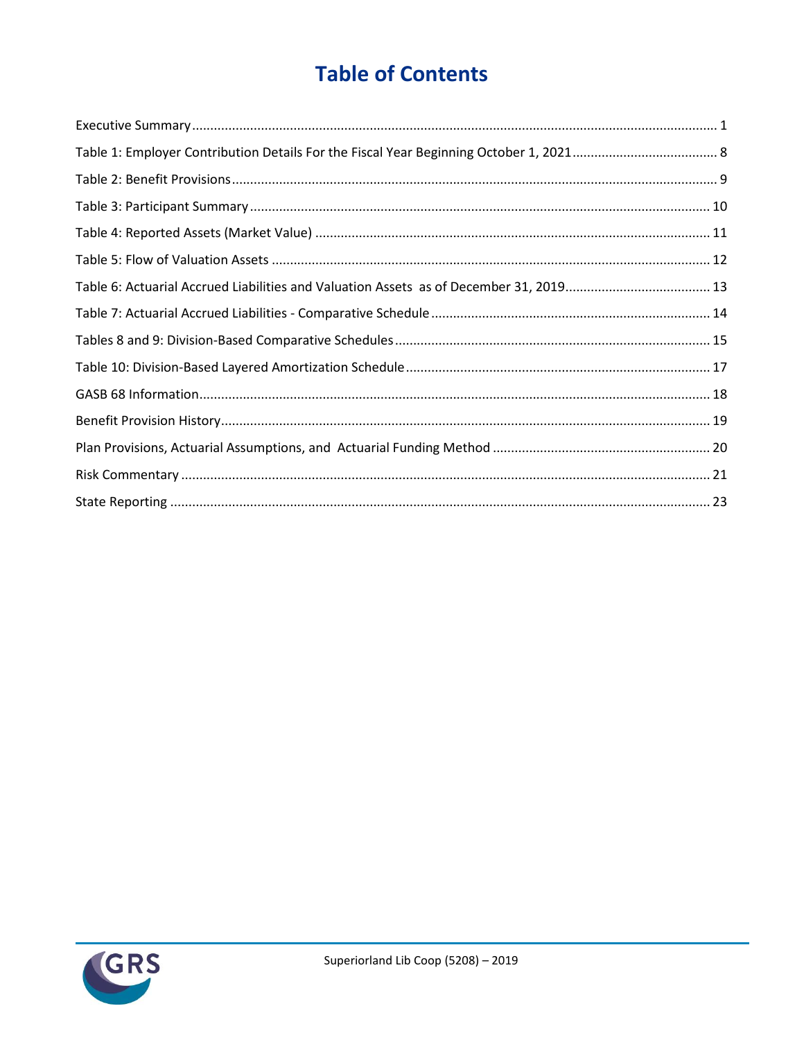# Table of Contents

Executive Summary ........................................................................................................................................ 1

Table 1: Employer Contribution Details For the Fiscal Year Beginning October 1, 2021 ........................................ 8

Table 2: Benefit Provisions ............................................................................................................................ 9

Table 3: Participant Summary ........................................................................................................................ 10

Table 4: Reported Assets (Market Value) ........................................................................................................ 11

Table 5: Flow of Valuation Assets ................................................................................................................... 12

Table 6: Actuarial Accrued Liabilities and Valuation Assets as of December 31, 2019 ........................................ 13

Table 7: Actuarial Accrued Liabilities - Comparative Schedule ............................................................................ 14

Tables 8 and 9: Division-Based Comparative Schedules ...................................................................................... 15

Table 10: Division-Based Layered Amortization Schedule ................................................................................... 17

GASB 68 Information ...................................................................................................................................... 18

Benefit Provision History ................................................................................................................................. 19

Plan Provisions, Actuarial Assumptions, and Actuarial Funding Method ............................................................ 20

Risk Commentary ........................................................................................................................................... 21

State Reporting .............................................................................................................................................. 23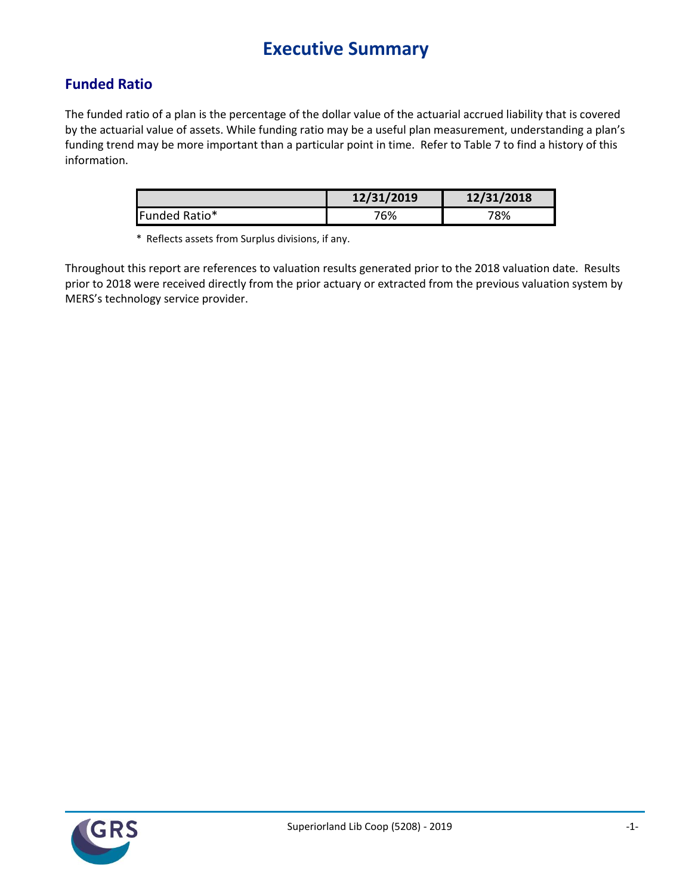# Executive Summary

## Funded Ratio

The funded ratio of a plan is the percentage of the dollar value of the actuarial accrued liability that is covered by the actuarial value of assets. While funding ratio may be a useful plan measurement, understanding a plan's funding trend may be more important than a particular point in time. Refer to Table 7 to find a history of this information.

| | 12/31/2019 | 12/31/2018 |
|---|---|---|
| Funded Ratio* | 76% | 78% |

\* Reflects assets from Surplus divisions, if any.

Throughout this report are references to valuation results generated prior to the 2018 valuation date. Results prior to 2018 were received directly from the prior actuary or extracted from the previous valuation system by MERS's technology service provider.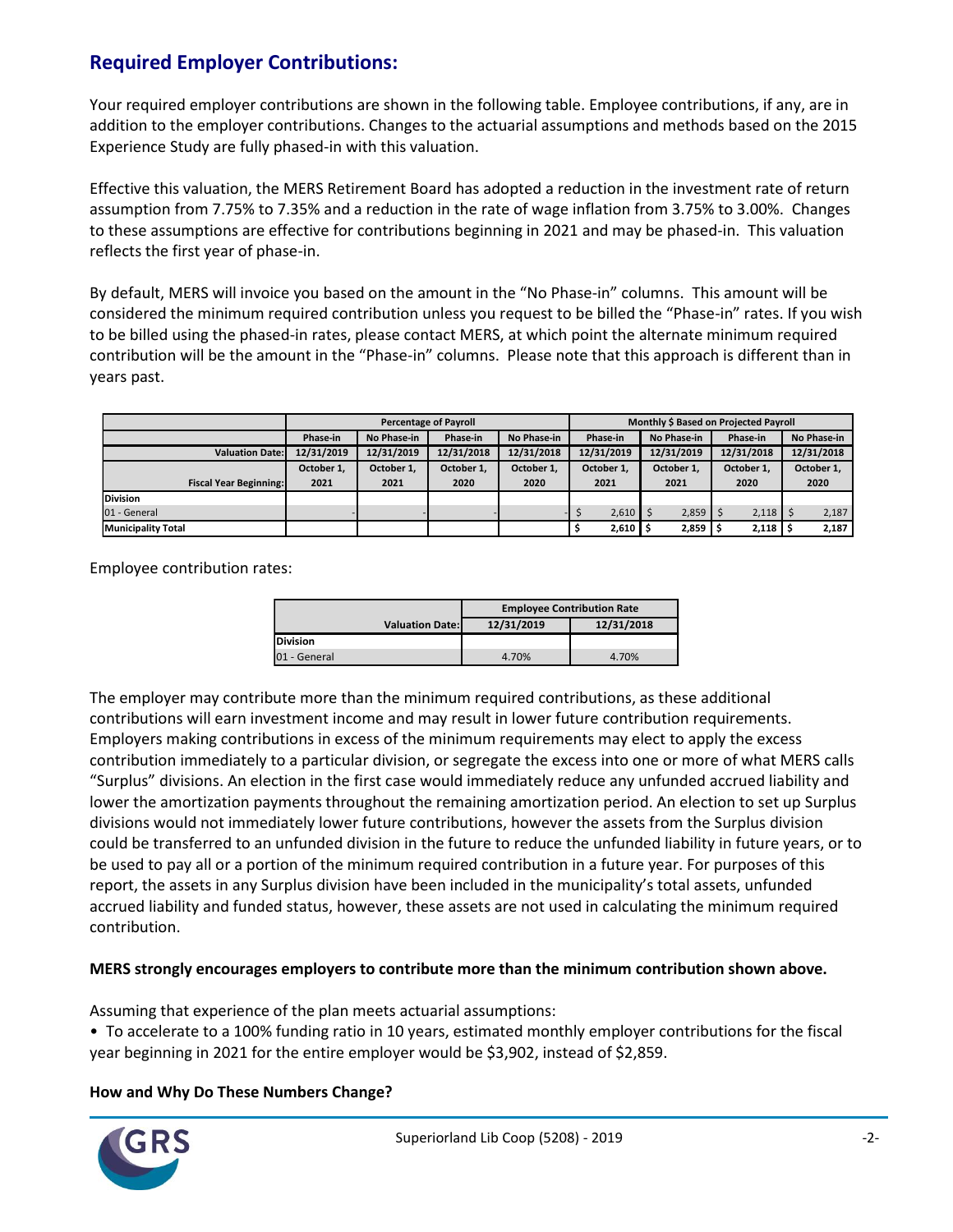## Required Employer Contributions:

Your required employer contributions are shown in the following table. Employee contributions, if any, are in addition to the employer contributions. Changes to the actuarial assumptions and methods based on the 2015 Experience Study are fully phased-in with this valuation.

Effective this valuation, the MERS Retirement Board has adopted a reduction in the investment rate of return assumption from 7.75% to 7.35% and a reduction in the rate of wage inflation from 3.75% to 3.00%. Changes to these assumptions are effective for contributions beginning in 2021 and may be phased-in. This valuation reflects the first year of phase-in.

By default, MERS will invoice you based on the amount in the "No Phase-in" columns. This amount will be considered the minimum required contribution unless you request to be billed the "Phase-in" rates. If you wish to be billed using the phased-in rates, please contact MERS, at which point the alternate minimum required contribution will be the amount in the "Phase-in" columns. Please note that this approach is different than in years past.

| | Percentage of Payroll | | | | Monthly $ Based on Projected Payroll | | | |
|---|---|---|---|---|---|---|---|---|
| | Phase-in | No Phase-in | Phase-in | No Phase-in | Phase-in | No Phase-in | Phase-in | No Phase-in |
| Valuation Date: | 12/31/2019 | 12/31/2019 | 12/31/2018 | 12/31/2018 | 12/31/2019 | 12/31/2019 | 12/31/2018 | 12/31/2018 |
| Fiscal Year Beginning: | October 1, 2021 | October 1, 2021 | October 1, 2020 | October 1, 2020 | October 1, 2021 | October 1, 2021 | October 1, 2020 | October 1, 2020 |
| **Division** | | | | | | | | |
| 01 - General | - | - | - | - | $ 2,610 | $ 2,859 | $ 2,118 | $ 2,187 |
| **Municipality Total** | | | | | **$ 2,610** | **$ 2,859** | **$ 2,118** | **$ 2,187** |

Employee contribution rates:

| | Employee Contribution Rate | |
|---|---|---|
| Valuation Date: | 12/31/2019 | 12/31/2018 |
| **Division** | | |
| 01 - General | 4.70% | 4.70% |

The employer may contribute more than the minimum required contributions, as these additional contributions will earn investment income and may result in lower future contribution requirements. Employers making contributions in excess of the minimum requirements may elect to apply the excess contribution immediately to a particular division, or segregate the excess into one or more of what MERS calls "Surplus" divisions. An election in the first case would immediately reduce any unfunded accrued liability and lower the amortization payments throughout the remaining amortization period. An election to set up Surplus divisions would not immediately lower future contributions, however the assets from the Surplus division could be transferred to an unfunded division in the future to reduce the unfunded liability in future years, or to be used to pay all or a portion of the minimum required contribution in a future year. For purposes of this report, the assets in any Surplus division have been included in the municipality's total assets, unfunded accrued liability and funded status, however, these assets are not used in calculating the minimum required contribution.

**MERS strongly encourages employers to contribute more than the minimum contribution shown above.**

Assuming that experience of the plan meets actuarial assumptions:

- To accelerate to a 100% funding ratio in 10 years, estimated monthly employer contributions for the fiscal year beginning in 2021 for the entire employer would be $3,902, instead of $2,859.

**How and Why Do These Numbers Change?**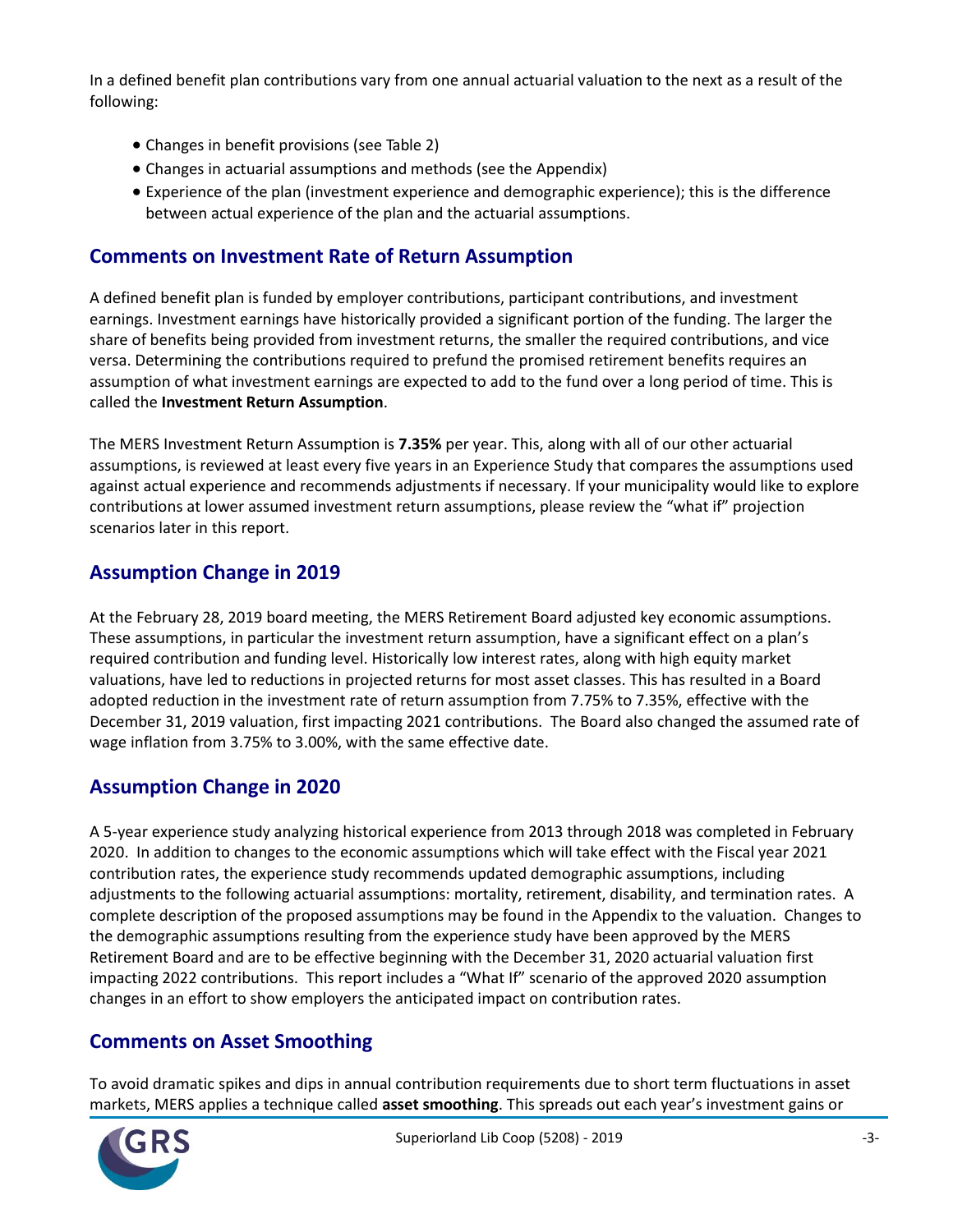In a defined benefit plan contributions vary from one annual actuarial valuation to the next as a result of the following:

- Changes in benefit provisions (see Table 2)
- Changes in actuarial assumptions and methods (see the Appendix)
- Experience of the plan (investment experience and demographic experience); this is the difference between actual experience of the plan and the actuarial assumptions.

## Comments on Investment Rate of Return Assumption

A defined benefit plan is funded by employer contributions, participant contributions, and investment earnings. Investment earnings have historically provided a significant portion of the funding. The larger the share of benefits being provided from investment returns, the smaller the required contributions, and vice versa. Determining the contributions required to prefund the promised retirement benefits requires an assumption of what investment earnings are expected to add to the fund over a long period of time. This is called the **Investment Return Assumption**.

The MERS Investment Return Assumption is **7.35%** per year. This, along with all of our other actuarial assumptions, is reviewed at least every five years in an Experience Study that compares the assumptions used against actual experience and recommends adjustments if necessary. If your municipality would like to explore contributions at lower assumed investment return assumptions, please review the "what if" projection scenarios later in this report.

## Assumption Change in 2019

At the February 28, 2019 board meeting, the MERS Retirement Board adjusted key economic assumptions. These assumptions, in particular the investment return assumption, have a significant effect on a plan's required contribution and funding level. Historically low interest rates, along with high equity market valuations, have led to reductions in projected returns for most asset classes. This has resulted in a Board adopted reduction in the investment rate of return assumption from 7.75% to 7.35%, effective with the December 31, 2019 valuation, first impacting 2021 contributions. The Board also changed the assumed rate of wage inflation from 3.75% to 3.00%, with the same effective date.

## Assumption Change in 2020

A 5-year experience study analyzing historical experience from 2013 through 2018 was completed in February 2020. In addition to changes to the economic assumptions which will take effect with the Fiscal year 2021 contribution rates, the experience study recommends updated demographic assumptions, including adjustments to the following actuarial assumptions: mortality, retirement, disability, and termination rates. A complete description of the proposed assumptions may be found in the Appendix to the valuation. Changes to the demographic assumptions resulting from the experience study have been approved by the MERS Retirement Board and are to be effective beginning with the December 31, 2020 actuarial valuation first impacting 2022 contributions. This report includes a "What If" scenario of the approved 2020 assumption changes in an effort to show employers the anticipated impact on contribution rates.

## Comments on Asset Smoothing

To avoid dramatic spikes and dips in annual contribution requirements due to short term fluctuations in asset markets, MERS applies a technique called **asset smoothing**. This spreads out each year's investment gains or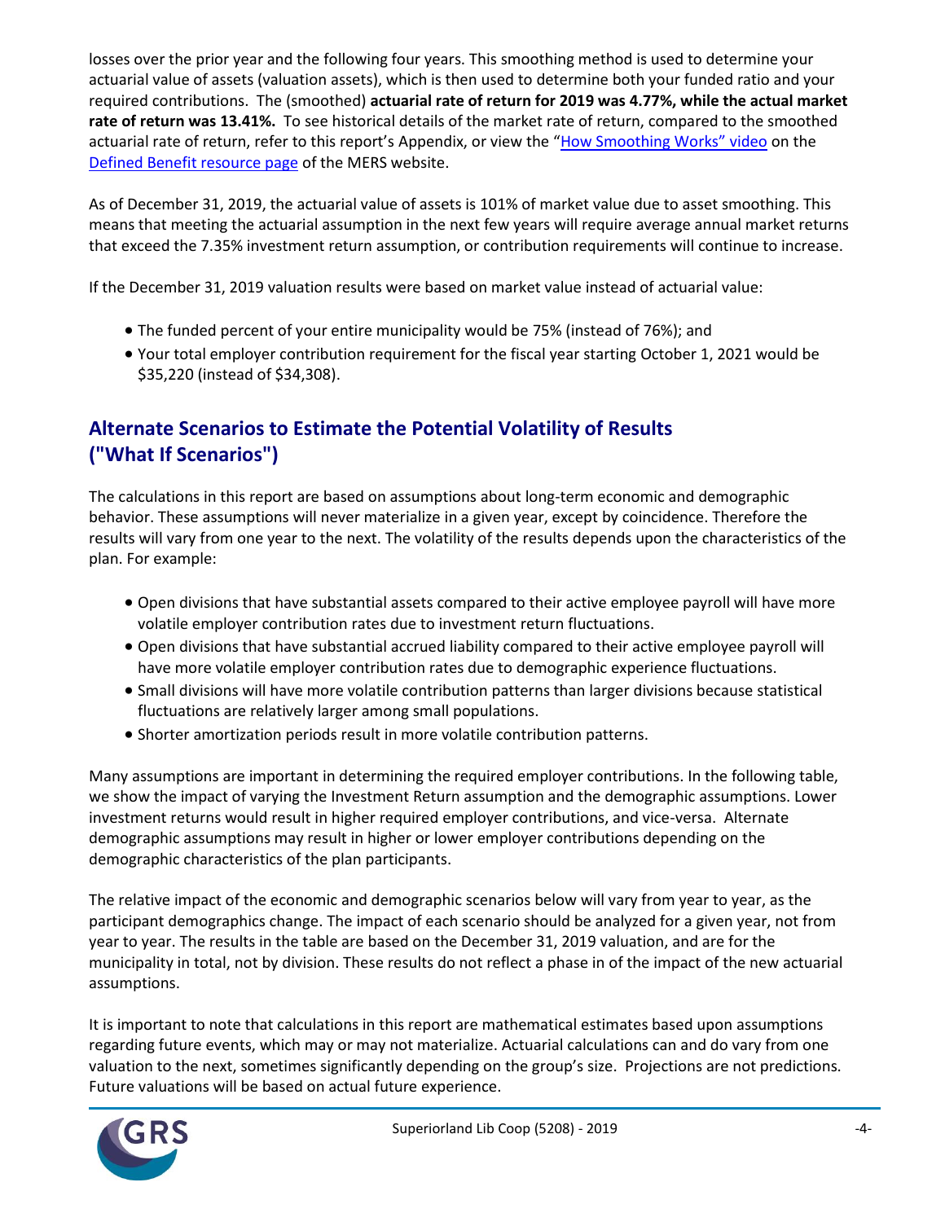losses over the prior year and the following four years. This smoothing method is used to determine your actuarial value of assets (valuation assets), which is then used to determine both your funded ratio and your required contributions. The (smoothed) **actuarial rate of return for 2019 was 4.77%, while the actual market rate of return was 13.41%.** To see historical details of the market rate of return, compared to the smoothed actuarial rate of return, refer to this report's Appendix, or view the "[How Smoothing Works" video]() on the [Defined Benefit resource page]() of the MERS website.

As of December 31, 2019, the actuarial value of assets is 101% of market value due to asset smoothing. This means that meeting the actuarial assumption in the next few years will require average annual market returns that exceed the 7.35% investment return assumption, or contribution requirements will continue to increase.

If the December 31, 2019 valuation results were based on market value instead of actuarial value:

- The funded percent of your entire municipality would be 75% (instead of 76%); and
- Your total employer contribution requirement for the fiscal year starting October 1, 2021 would be $35,220 (instead of $34,308).

## Alternate Scenarios to Estimate the Potential Volatility of Results ("What If Scenarios")

The calculations in this report are based on assumptions about long-term economic and demographic behavior. These assumptions will never materialize in a given year, except by coincidence. Therefore the results will vary from one year to the next. The volatility of the results depends upon the characteristics of the plan. For example:

- Open divisions that have substantial assets compared to their active employee payroll will have more volatile employer contribution rates due to investment return fluctuations.
- Open divisions that have substantial accrued liability compared to their active employee payroll will have more volatile employer contribution rates due to demographic experience fluctuations.
- Small divisions will have more volatile contribution patterns than larger divisions because statistical fluctuations are relatively larger among small populations.
- Shorter amortization periods result in more volatile contribution patterns.

Many assumptions are important in determining the required employer contributions. In the following table, we show the impact of varying the Investment Return assumption and the demographic assumptions. Lower investment returns would result in higher required employer contributions, and vice-versa. Alternate demographic assumptions may result in higher or lower employer contributions depending on the demographic characteristics of the plan participants.

The relative impact of the economic and demographic scenarios below will vary from year to year, as the participant demographics change. The impact of each scenario should be analyzed for a given year, not from year to year. The results in the table are based on the December 31, 2019 valuation, and are for the municipality in total, not by division. These results do not reflect a phase in of the impact of the new actuarial assumptions.

It is important to note that calculations in this report are mathematical estimates based upon assumptions regarding future events, which may or may not materialize. Actuarial calculations can and do vary from one valuation to the next, sometimes significantly depending on the group's size. Projections are not predictions. Future valuations will be based on actual future experience.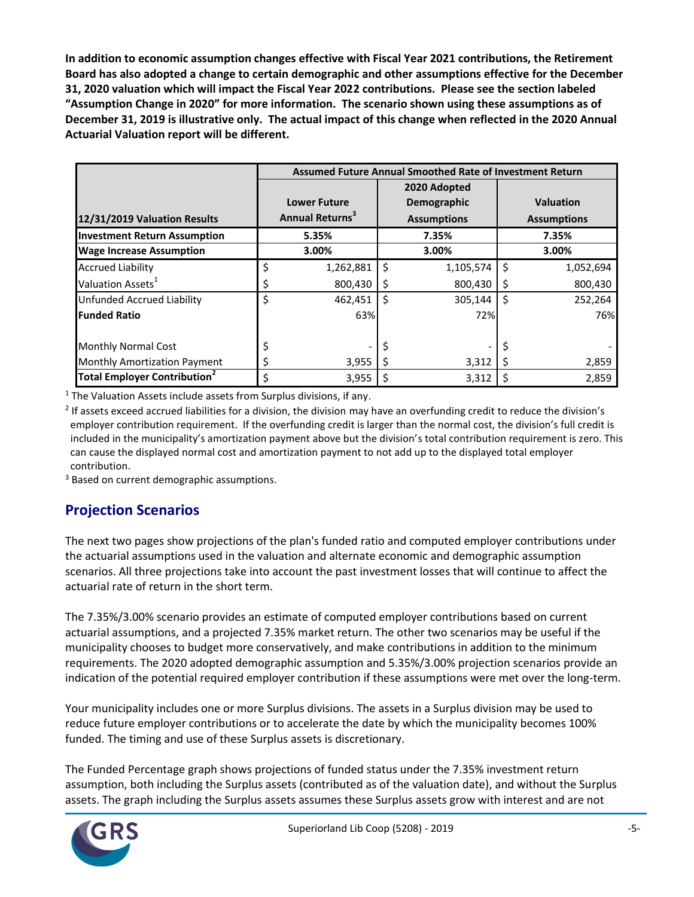**In addition to economic assumption changes effective with Fiscal Year 2021 contributions, the Retirement Board has also adopted a change to certain demographic and other assumptions effective for the December 31, 2020 valuation which will impact the Fiscal Year 2022 contributions. Please see the section labeled "Assumption Change in 2020" for more information. The scenario shown using these assumptions as of December 31, 2019 is illustrative only. The actual impact of this change when reflected in the 2020 Annual Actuarial Valuation report will be different.**

| | Assumed Future Annual Smoothed Rate of Investment Return | | |
|---|---|---|---|
| **12/31/2019 Valuation Results** | **Lower Future Annual Returns[3]** | **2020 Adopted Demographic Assumptions** | **Valuation Assumptions** |
| **Investment Return Assumption** | **5.35%** | **7.35%** | **7.35%** |
| **Wage Increase Assumption** | **3.00%** | **3.00%** | **3.00%** |
| Accrued Liability | $ 1,262,881 | $ 1,105,574 | $ 1,052,694 |
| Valuation Assets[1] | $ 800,430 | $ 800,430 | $ 800,430 |
| Unfunded Accrued Liability | $ 462,451 | $ 305,144 | $ 252,264 |
| **Funded Ratio** | 63% | 72% | 76% |
| | | | |
| Monthly Normal Cost | $ - | $ - | $ - |
| Monthly Amortization Payment | $ 3,955 | $ 3,312 | $ 2,859 |
| **Total Employer Contribution[2]** | $ 3,955 | $ 3,312 | $ 2,859 |

[1] The Valuation Assets include assets from Surplus divisions, if any.

[2] If assets exceed accrued liabilities for a division, the division may have an overfunding credit to reduce the division's employer contribution requirement. If the overfunding credit is larger than the normal cost, the division's full credit is included in the municipality's amortization payment above but the division's total contribution requirement is zero. This can cause the displayed normal cost and amortization payment to not add up to the displayed total employer contribution.

[3] Based on current demographic assumptions.

## Projection Scenarios

The next two pages show projections of the plan's funded ratio and computed employer contributions under the actuarial assumptions used in the valuation and alternate economic and demographic assumption scenarios. All three projections take into account the past investment losses that will continue to affect the actuarial rate of return in the short term.

The 7.35%/3.00% scenario provides an estimate of computed employer contributions based on current actuarial assumptions, and a projected 7.35% market return. The other two scenarios may be useful if the municipality chooses to budget more conservatively, and make contributions in addition to the minimum requirements. The 2020 adopted demographic assumption and 5.35%/3.00% projection scenarios provide an indication of the potential required employer contribution if these assumptions were met over the long-term.

Your municipality includes one or more Surplus divisions. The assets in a Surplus division may be used to reduce future employer contributions or to accelerate the date by which the municipality becomes 100% funded. The timing and use of these Surplus assets is discretionary.

The Funded Percentage graph shows projections of funded status under the 7.35% investment return assumption, both including the Surplus assets (contributed as of the valuation date), and without the Surplus assets. The graph including the Surplus assets assumes these Surplus assets grow with interest and are not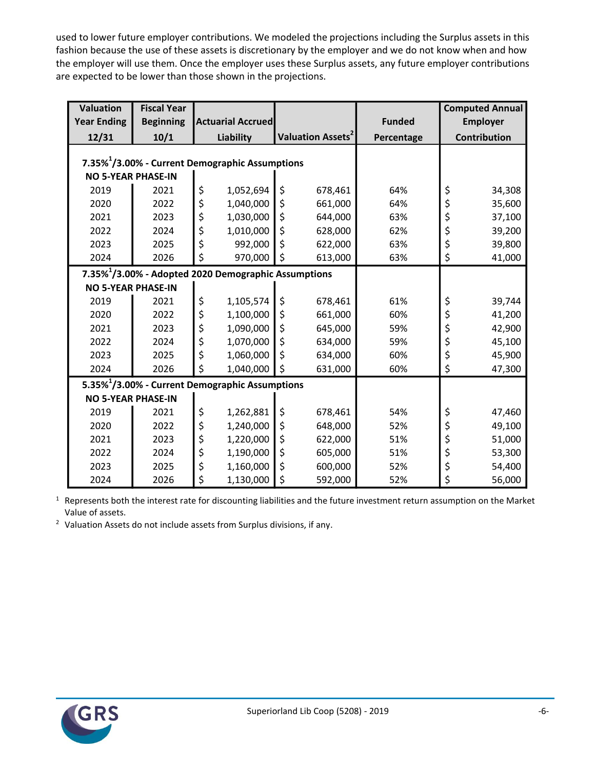used to lower future employer contributions. We modeled the projections including the Surplus assets in this fashion because the use of these assets is discretionary by the employer and we do not know when and how the employer will use them. Once the employer uses these Surplus assets, any future employer contributions are expected to be lower than those shown in the projections.

| Valuation Year Ending 12/31 | Fiscal Year Beginning 10/1 | Actuarial Accrued Liability | Valuation Assets[2] | Funded Percentage | Computed Annual Employer Contribution |
|---|---|---|---|---|---|
| **7.35%[1]/3.00% - Current Demographic Assumptions** | | | | | |
| **NO 5-YEAR PHASE-IN** | | | | | |
| 2019 | 2021 | $ 1,052,694 | $ 678,461 | 64% | $ 34,308 |
| 2020 | 2022 | $ 1,040,000 | $ 661,000 | 64% | $ 35,600 |
| 2021 | 2023 | $ 1,030,000 | $ 644,000 | 63% | $ 37,100 |
| 2022 | 2024 | $ 1,010,000 | $ 628,000 | 62% | $ 39,200 |
| 2023 | 2025 | $ 992,000 | $ 622,000 | 63% | $ 39,800 |
| 2024 | 2026 | $ 970,000 | $ 613,000 | 63% | $ 41,000 |
| **7.35%[1]/3.00% - Adopted 2020 Demographic Assumptions** | | | | | |
| **NO 5-YEAR PHASE-IN** | | | | | |
| 2019 | 2021 | $ 1,105,574 | $ 678,461 | 61% | $ 39,744 |
| 2020 | 2022 | $ 1,100,000 | $ 661,000 | 60% | $ 41,200 |
| 2021 | 2023 | $ 1,090,000 | $ 645,000 | 59% | $ 42,900 |
| 2022 | 2024 | $ 1,070,000 | $ 634,000 | 59% | $ 45,100 |
| 2023 | 2025 | $ 1,060,000 | $ 634,000 | 60% | $ 45,900 |
| 2024 | 2026 | $ 1,040,000 | $ 631,000 | 60% | $ 47,300 |
| **5.35%[1]/3.00% - Current Demographic Assumptions** | | | | | |
| **NO 5-YEAR PHASE-IN** | | | | | |
| 2019 | 2021 | $ 1,262,881 | $ 678,461 | 54% | $ 47,460 |
| 2020 | 2022 | $ 1,240,000 | $ 648,000 | 52% | $ 49,100 |
| 2021 | 2023 | $ 1,220,000 | $ 622,000 | 51% | $ 51,000 |
| 2022 | 2024 | $ 1,190,000 | $ 605,000 | 51% | $ 53,300 |
| 2023 | 2025 | $ 1,160,000 | $ 600,000 | 52% | $ 54,400 |
| 2024 | 2026 | $ 1,130,000 | $ 592,000 | 52% | $ 56,000 |

[1] Represents both the interest rate for discounting liabilities and the future investment return assumption on the Market Value of assets.

[2] Valuation Assets do not include assets from Surplus divisions, if any.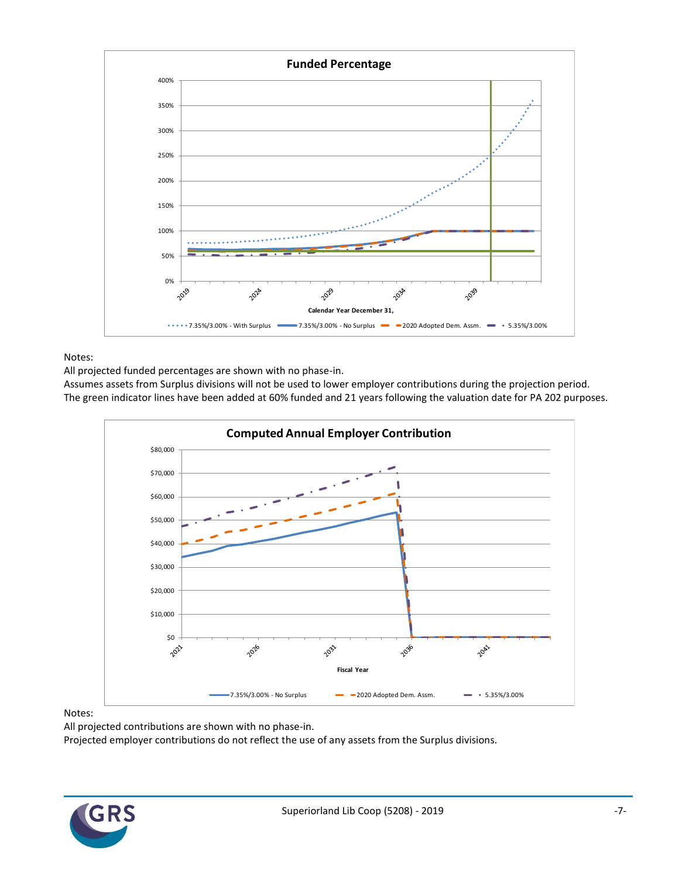**Funded Percentage**

Notes:
All projected funded percentages are shown with no phase-in.
Assumes assets from Surplus divisions will not be used to lower employer contributions during the projection period.
The green indicator lines have been added at 60% funded and 21 years following the valuation date for PA 202 purposes.

**Computed Annual Employer Contribution**

Notes:
All projected contributions are shown with no phase-in.
Projected employer contributions do not reflect the use of any assets from the Surplus divisions.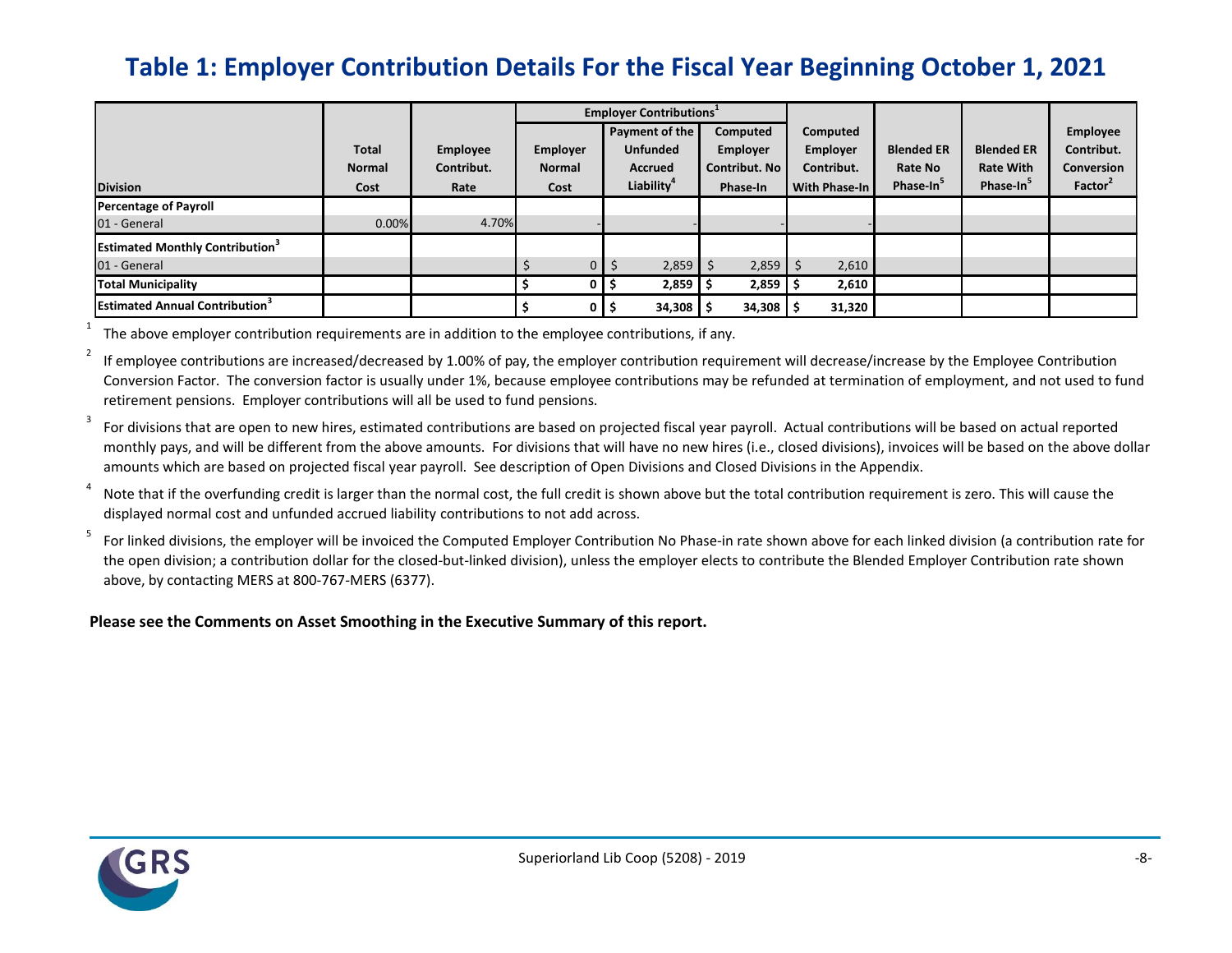# Table 1: Employer Contribution Details For the Fiscal Year Beginning October 1, 2021

| Division | Total Normal Cost | Employee Contribut. Rate | Employer Contributions[1] | | | Computed Employer Contribut. With Phase-In | Blended ER Rate No Phase-In[5] | Blended ER Rate With Phase-In[5] | Employee Contribut. Conversion Factor[2] |
|---|---|---|---|---|---|---|---|---|---|
| | | | Employer Normal Cost | Payment of the Unfunded Accrued Liability[4] | Computed Employer Contribut. No Phase-In | | | | |
| **Percentage of Payroll** | | | | | | | | | |
| 01 - General | 0.00% | 4.70% | - | - | - | - | | | |
| **Estimated Monthly Contribution[3]** | | | | | | | | | |
| 01 - General | | | $ 0 | $ 2,859 | $ 2,859 | $ 2,610 | | | |
| **Total Municipality** | | | **$ 0** | **$ 2,859** | **$ 2,859** | **$ 2,610** | | | |
| **Estimated Annual Contribution[3]** | | | **$ 0** | **$ 34,308** | **$ 34,308** | **$ 31,320** | | | |

[1] The above employer contribution requirements are in addition to the employee contributions, if any.

[2] If employee contributions are increased/decreased by 1.00% of pay, the employer contribution requirement will decrease/increase by the Employee Contribution Conversion Factor. The conversion factor is usually under 1%, because employee contributions may be refunded at termination of employment, and not used to fund retirement pensions. Employer contributions will all be used to fund pensions.

[3] For divisions that are open to new hires, estimated contributions are based on projected fiscal year payroll. Actual contributions will be based on actual reported monthly pays, and will be different from the above amounts. For divisions that will have no new hires (i.e., closed divisions), invoices will be based on the above dollar amounts which are based on projected fiscal year payroll. See description of Open Divisions and Closed Divisions in the Appendix.

[4] Note that if the overfunding credit is larger than the normal cost, the full credit is shown above but the total contribution requirement is zero. This will cause the displayed normal cost and unfunded accrued liability contributions to not add across.

[5] For linked divisions, the employer will be invoiced the Computed Employer Contribution No Phase-in rate shown above for each linked division (a contribution rate for the open division; a contribution dollar for the closed-but-linked division), unless the employer elects to contribute the Blended Employer Contribution rate shown above, by contacting MERS at 800-767-MERS (6377).

**Please see the Comments on Asset Smoothing in the Executive Summary of this report.**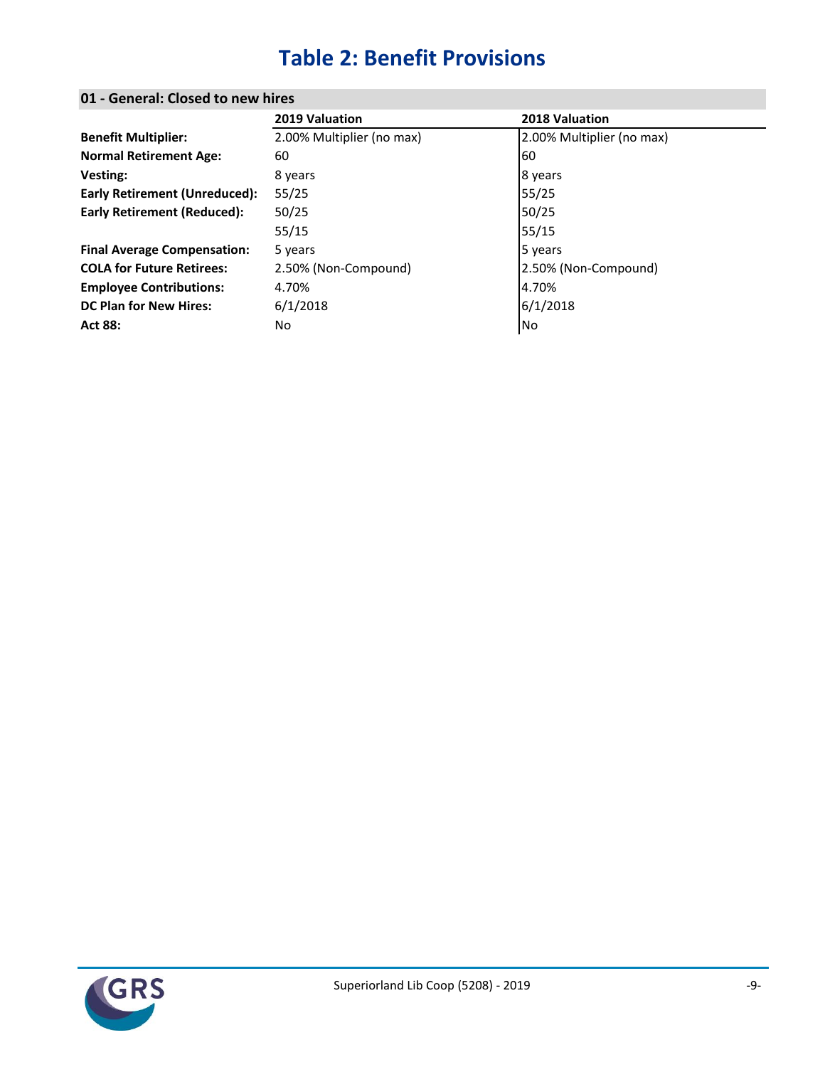# Table 2: Benefit Provisions

## 01 - General: Closed to new hires

| | 2019 Valuation | 2018 Valuation |
|---|---|---|
| **Benefit Multiplier:** | 2.00% Multiplier (no max) | 2.00% Multiplier (no max) |
| **Normal Retirement Age:** | 60 | 60 |
| **Vesting:** | 8 years | 8 years |
| **Early Retirement (Unreduced):** | 55/25 | 55/25 |
| **Early Retirement (Reduced):** | 50/25 | 50/25 |
| | 55/15 | 55/15 |
| **Final Average Compensation:** | 5 years | 5 years |
| **COLA for Future Retirees:** | 2.50% (Non-Compound) | 2.50% (Non-Compound) |
| **Employee Contributions:** | 4.70% | 4.70% |
| **DC Plan for New Hires:** | 6/1/2018 | 6/1/2018 |
| **Act 88:** | No | No |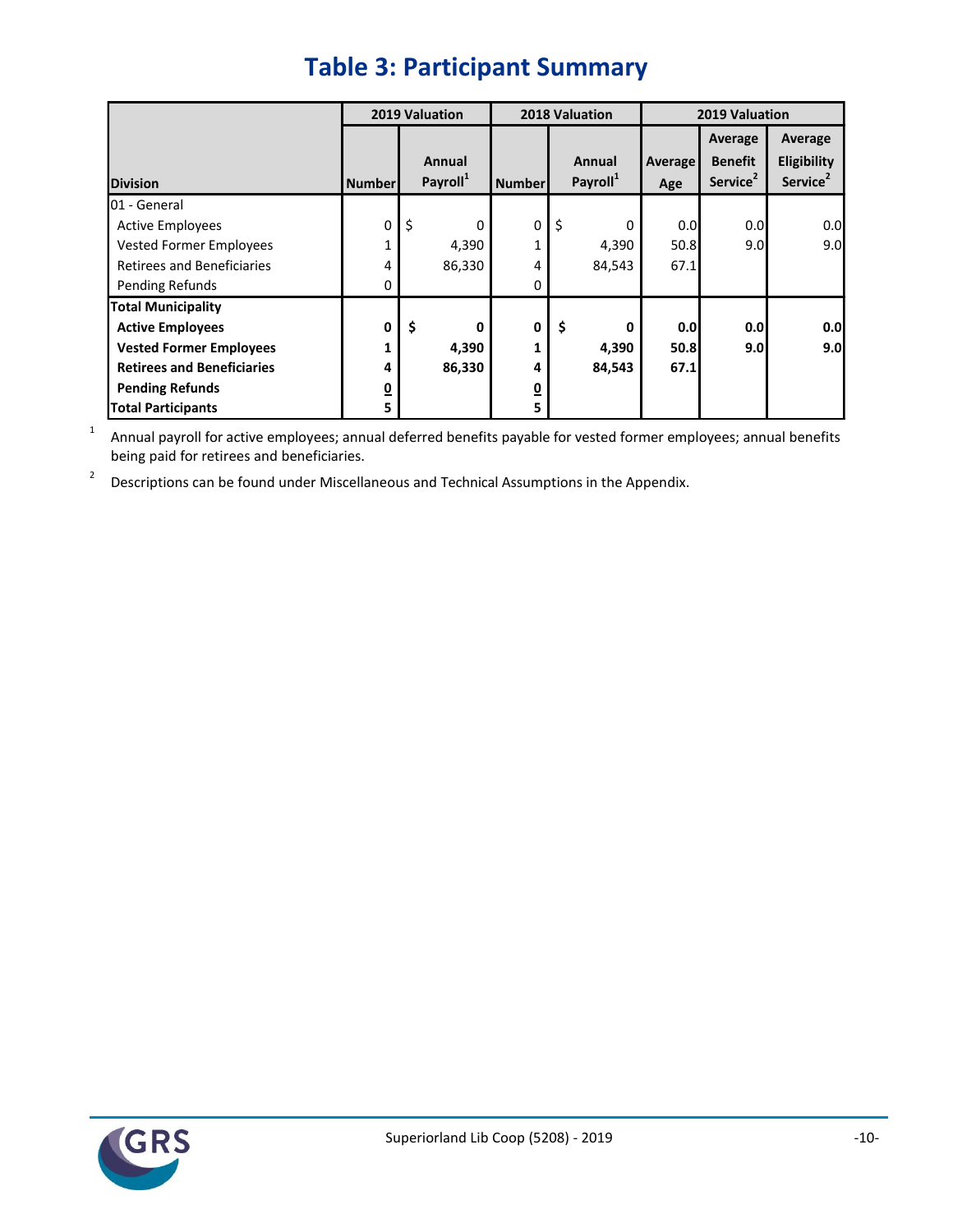# Table 3: Participant Summary

| Division | 2019 Valuation | | 2018 Valuation | | 2019 Valuation | | |
|---|---|---|---|---|---|---|---|
| | Number | Annual Payroll[1] | Number | Annual Payroll[1] | Average Age | Average Benefit Service[2] | Average Eligibility Service[2] |
| 01 - General | | | | | | | |
| Active Employees | 0 | $ 0 | 0 | $ 0 | 0.0 | 0.0 | 0.0 |
| Vested Former Employees | 1 | 4,390 | 1 | 4,390 | 50.8 | 9.0 | 9.0 |
| Retirees and Beneficiaries | 4 | 86,330 | 4 | 84,543 | 67.1 | | |
| Pending Refunds | 0 | | 0 | | | | |
| **Total Municipality** | | | | | | | |
| **Active Employees** | **0** | **$ 0** | **0** | **$ 0** | **0.0** | **0.0** | **0.0** |
| **Vested Former Employees** | **1** | **4,390** | **1** | **4,390** | **50.8** | **9.0** | **9.0** |
| **Retirees and Beneficiaries** | **4** | **86,330** | **4** | **84,543** | **67.1** | | |
| **Pending Refunds** | **0** | | **0** | | | | |
| **Total Participants** | **5** | | **5** | | | | |

[1] Annual payroll for active employees; annual deferred benefits payable for vested former employees; annual benefits being paid for retirees and beneficiaries.

[2] Descriptions can be found under Miscellaneous and Technical Assumptions in the Appendix.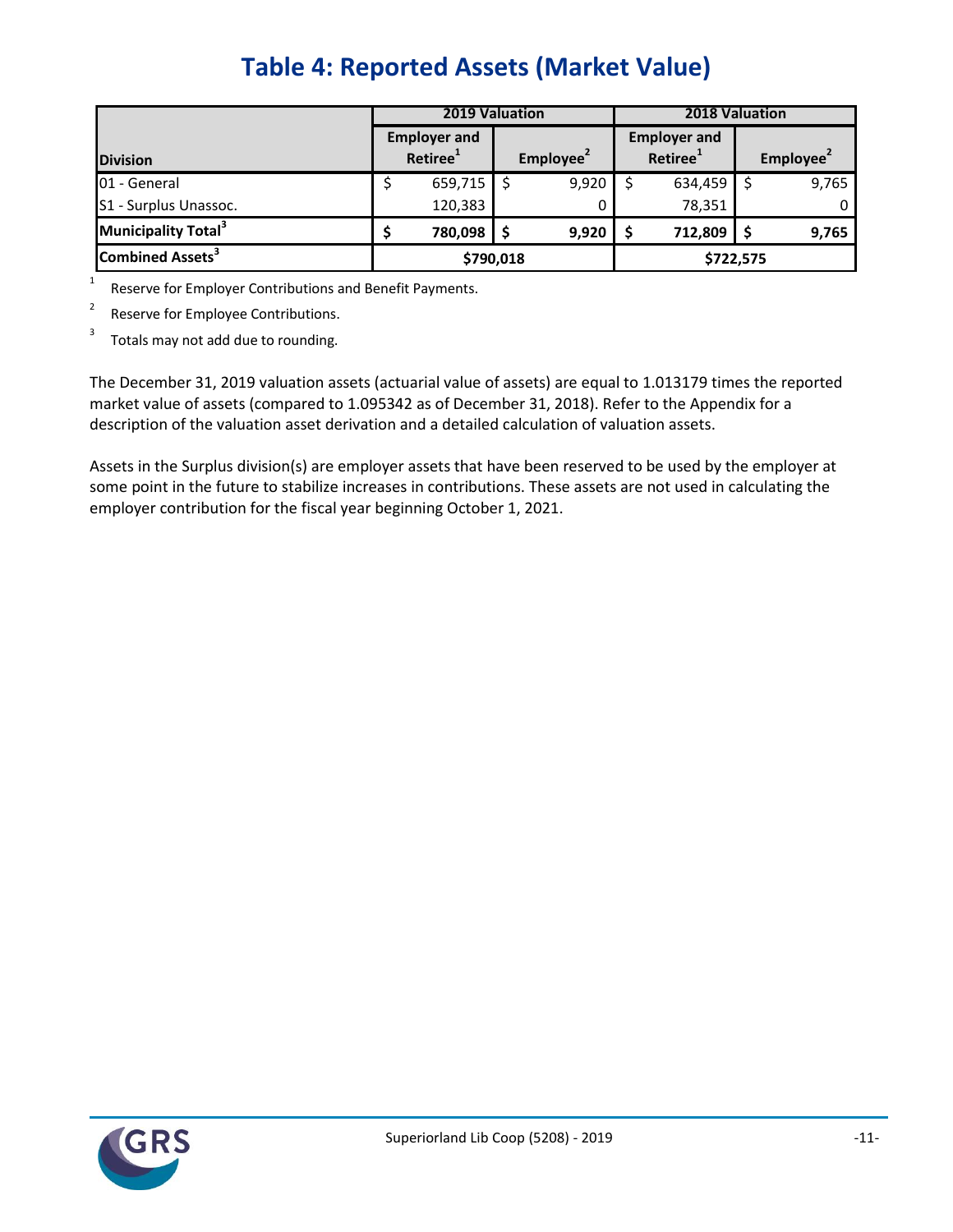# Table 4: Reported Assets (Market Value)

| Division | 2019 Valuation | | 2018 Valuation | |
|---|---|---|---|---|
| | Employer and Retiree[1] | Employee[2] | Employer and Retiree[1] | Employee[2] |
| 01 - General | $ 659,715 | $ 9,920 | $ 634,459 | $ 9,765 |
| S1 - Surplus Unassoc. | 120,383 | 0 | 78,351 | 0 |
| **Municipality Total[3]** | **$ 780,098** | **$ 9,920** | **$ 712,809** | **$ 9,765** |
| **Combined Assets[3]** | **$790,018** | | **$722,575** | |

[1] Reserve for Employer Contributions and Benefit Payments.

[2] Reserve for Employee Contributions.

[3] Totals may not add due to rounding.

The December 31, 2019 valuation assets (actuarial value of assets) are equal to 1.013179 times the reported market value of assets (compared to 1.095342 as of December 31, 2018). Refer to the Appendix for a description of the valuation asset derivation and a detailed calculation of valuation assets.

Assets in the Surplus division(s) are employer assets that have been reserved to be used by the employer at some point in the future to stabilize increases in contributions. These assets are not used in calculating the employer contribution for the fiscal year beginning October 1, 2021.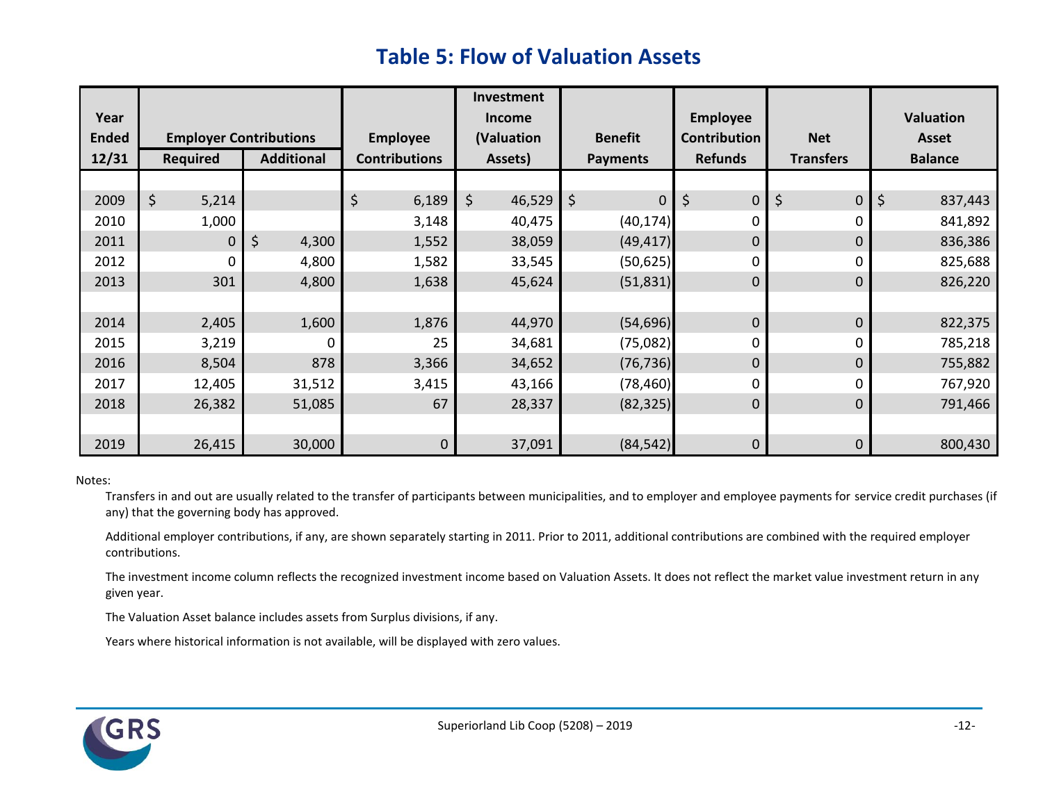# Table 5: Flow of Valuation Assets

| Year Ended 12/31 | Employer Contributions | | Employee Contributions | Investment Income (Valuation Assets) | Benefit Payments | Employee Contribution Refunds | Net Transfers | Valuation Asset Balance |
|---|---|---|---|---|---|---|---|---|
| | Required | Additional | | | | | | |
| 2009 | $ 5,214 | | $ 6,189 | $ 46,529 | $ 0 | $ 0 | $ 0 | $ 837,443 |
| 2010 | 1,000 | | 3,148 | 40,475 | (40,174) | 0 | 0 | 841,892 |
| 2011 | 0 | $ 4,300 | 1,552 | 38,059 | (49,417) | 0 | 0 | 836,386 |
| 2012 | 0 | 4,800 | 1,582 | 33,545 | (50,625) | 0 | 0 | 825,688 |
| 2013 | 301 | 4,800 | 1,638 | 45,624 | (51,831) | 0 | 0 | 826,220 |
| 2014 | 2,405 | 1,600 | 1,876 | 44,970 | (54,696) | 0 | 0 | 822,375 |
| 2015 | 3,219 | 0 | 25 | 34,681 | (75,082) | 0 | 0 | 785,218 |
| 2016 | 8,504 | 878 | 3,366 | 34,652 | (76,736) | 0 | 0 | 755,882 |
| 2017 | 12,405 | 31,512 | 3,415 | 43,166 | (78,460) | 0 | 0 | 767,920 |
| 2018 | 26,382 | 51,085 | 67 | 28,337 | (82,325) | 0 | 0 | 791,466 |
| 2019 | 26,415 | 30,000 | 0 | 37,091 | (84,542) | 0 | 0 | 800,430 |

Notes:

Transfers in and out are usually related to the transfer of participants between municipalities, and to employer and employee payments for service credit purchases (if any) that the governing body has approved.

Additional employer contributions, if any, are shown separately starting in 2011. Prior to 2011, additional contributions are combined with the required employer contributions.

The investment income column reflects the recognized investment income based on Valuation Assets. It does not reflect the market value investment return in any given year.

The Valuation Asset balance includes assets from Surplus divisions, if any.

Years where historical information is not available, will be displayed with zero values.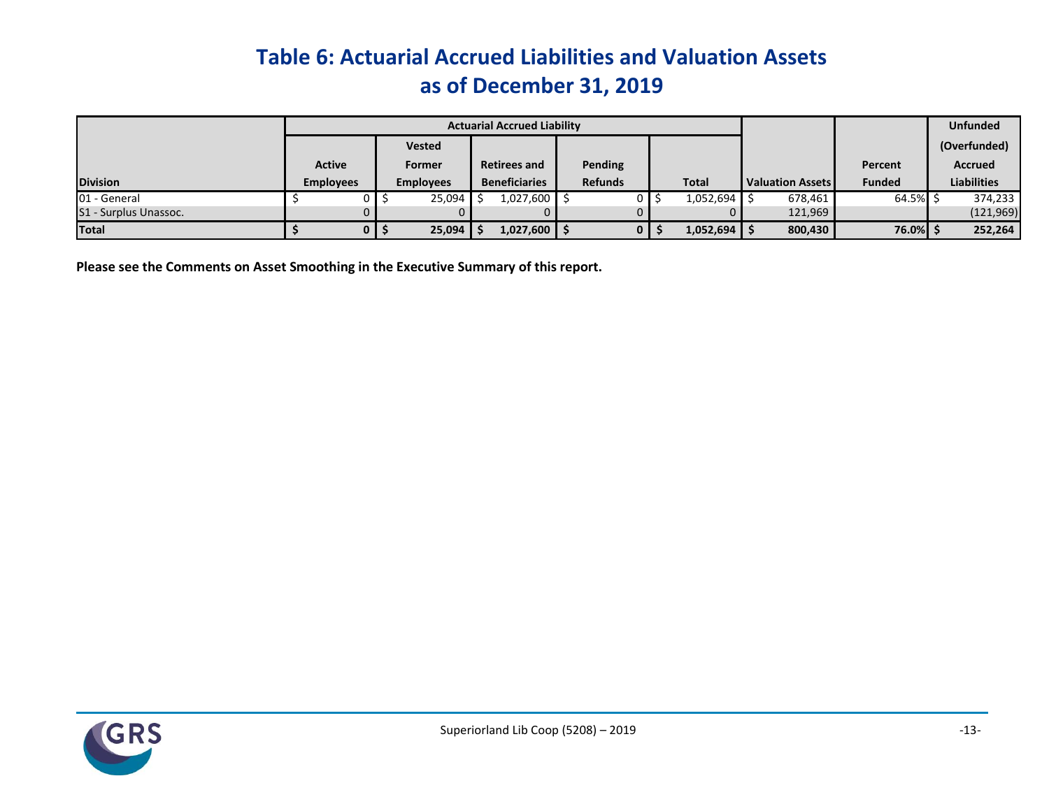# Table 6: Actuarial Accrued Liabilities and Valuation Assets as of December 31, 2019

| Division | Actuarial Accrued Liability | | | | | Valuation Assets | Percent Funded | Unfunded (Overfunded) Accrued Liabilities |
|---|---|---|---|---|---|---|---|---|
| | Active Employees | Vested Former Employees | Retirees and Beneficiaries | Pending Refunds | Total | | | |
| 01 - General | $ 0 | $ 25,094 | $ 1,027,600 | $ 0 | $ 1,052,694 | $ 678,461 | 64.5% | $ 374,233 |
| S1 - Surplus Unassoc. | 0 | 0 | 0 | 0 | 0 | 121,969 | | (121,969) |
| **Total** | **$ 0** | **$ 25,094** | **$ 1,027,600** | **$ 0** | **$ 1,052,694** | **$ 800,430** | **76.0%** | **$ 252,264** |

**Please see the Comments on Asset Smoothing in the Executive Summary of this report.**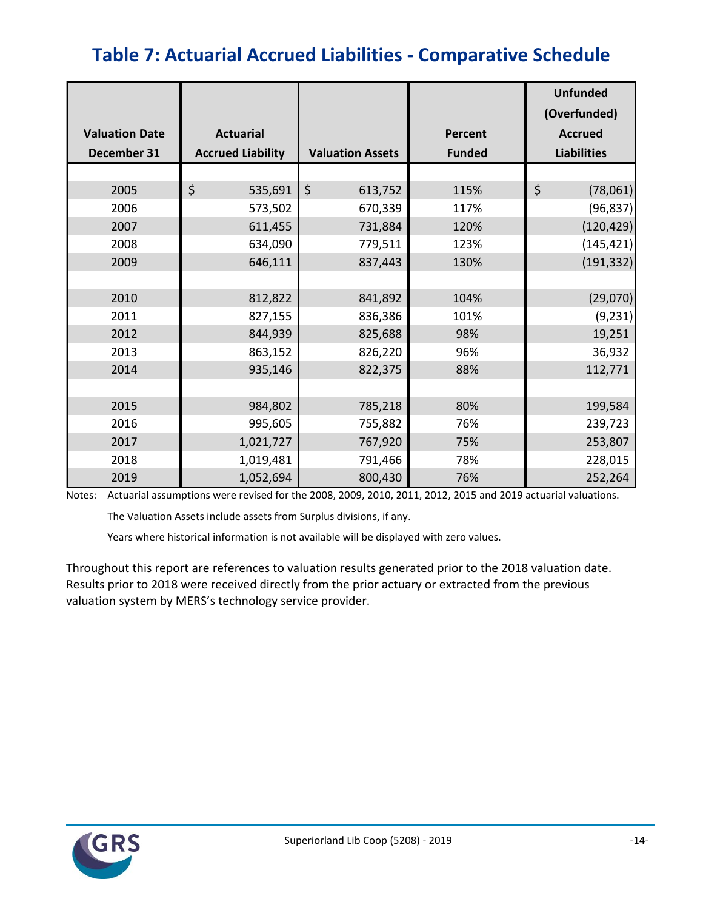# Table 7: Actuarial Accrued Liabilities - Comparative Schedule

| Valuation Date December 31 | Actuarial Accrued Liability | Valuation Assets | Percent Funded | Unfunded (Overfunded) Accrued Liabilities |
|---|---|---|---|---|
| 2005 | $ 535,691 | $ 613,752 | 115% | $ (78,061) |
| 2006 | 573,502 | 670,339 | 117% | (96,837) |
| 2007 | 611,455 | 731,884 | 120% | (120,429) |
| 2008 | 634,090 | 779,511 | 123% | (145,421) |
| 2009 | 646,111 | 837,443 | 130% | (191,332) |
| 2010 | 812,822 | 841,892 | 104% | (29,070) |
| 2011 | 827,155 | 836,386 | 101% | (9,231) |
| 2012 | 844,939 | 825,688 | 98% | 19,251 |
| 2013 | 863,152 | 826,220 | 96% | 36,932 |
| 2014 | 935,146 | 822,375 | 88% | 112,771 |
| 2015 | 984,802 | 785,218 | 80% | 199,584 |
| 2016 | 995,605 | 755,882 | 76% | 239,723 |
| 2017 | 1,021,727 | 767,920 | 75% | 253,807 |
| 2018 | 1,019,481 | 791,466 | 78% | 228,015 |
| 2019 | 1,052,694 | 800,430 | 76% | 252,264 |

Notes: Actuarial assumptions were revised for the 2008, 2009, 2010, 2011, 2012, 2015 and 2019 actuarial valuations.

The Valuation Assets include assets from Surplus divisions, if any.

Years where historical information is not available will be displayed with zero values.

Throughout this report are references to valuation results generated prior to the 2018 valuation date. Results prior to 2018 were received directly from the prior actuary or extracted from the previous valuation system by MERS's technology service provider.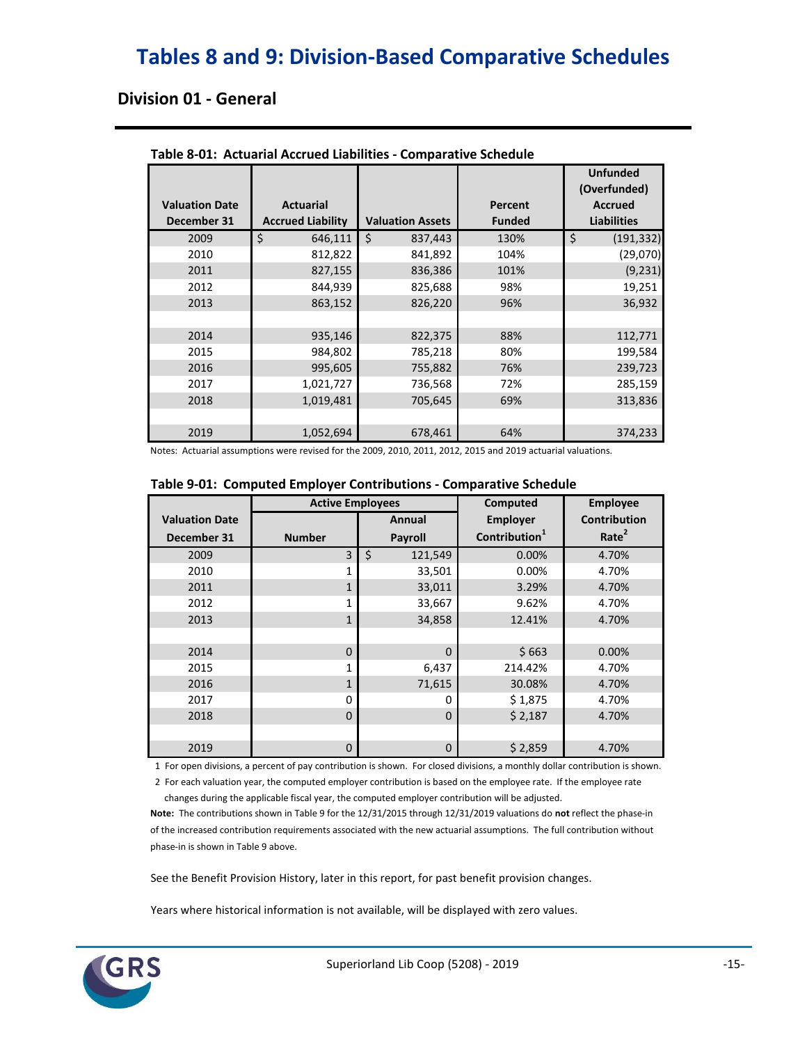# Tables 8 and 9: Division-Based Comparative Schedules

## Division 01 - General

**Table 8-01: Actuarial Accrued Liabilities - Comparative Schedule**

| Valuation Date December 31 | Actuarial Accrued Liability | Valuation Assets | Percent Funded | Unfunded (Overfunded) Accrued Liabilities |
|---|---|---|---|---|
| 2009 | $ 646,111 | $ 837,443 | 130% | $ (191,332) |
| 2010 | 812,822 | 841,892 | 104% | (29,070) |
| 2011 | 827,155 | 836,386 | 101% | (9,231) |
| 2012 | 844,939 | 825,688 | 98% | 19,251 |
| 2013 | 863,152 | 826,220 | 96% | 36,932 |
| | | | | |
| 2014 | 935,146 | 822,375 | 88% | 112,771 |
| 2015 | 984,802 | 785,218 | 80% | 199,584 |
| 2016 | 995,605 | 755,882 | 76% | 239,723 |
| 2017 | 1,021,727 | 736,568 | 72% | 285,159 |
| 2018 | 1,019,481 | 705,645 | 69% | 313,836 |
| | | | | |
| 2019 | 1,052,694 | 678,461 | 64% | 374,233 |

Notes: Actuarial assumptions were revised for the 2009, 2010, 2011, 2012, 2015 and 2019 actuarial valuations.

**Table 9-01: Computed Employer Contributions - Comparative Schedule**

| Valuation Date | Active Employees | | Computed Employer | Employee Contribution |
|---|---|---|---|---|
| December 31 | Number | Annual Payroll | Contribution[1] | Rate[2] |
| 2009 | 3 | $ 121,549 | 0.00% | 4.70% |
| 2010 | 1 | 33,501 | 0.00% | 4.70% |
| 2011 | 1 | 33,011 | 3.29% | 4.70% |
| 2012 | 1 | 33,667 | 9.62% | 4.70% |
| 2013 | 1 | 34,858 | 12.41% | 4.70% |
| | | | | |
| 2014 | 0 | 0 | $ 663 | 0.00% |
| 2015 | 1 | 6,437 | 214.42% | 4.70% |
| 2016 | 1 | 71,615 | 30.08% | 4.70% |
| 2017 | 0 | 0 | $ 1,875 | 4.70% |
| 2018 | 0 | 0 | $ 2,187 | 4.70% |
| | | | | |
| 2019 | 0 | 0 | $ 2,859 | 4.70% |

1 For open divisions, a percent of pay contribution is shown. For closed divisions, a monthly dollar contribution is shown.

2 For each valuation year, the computed employer contribution is based on the employee rate. If the employee rate changes during the applicable fiscal year, the computed employer contribution will be adjusted.

**Note:** The contributions shown in Table 9 for the 12/31/2015 through 12/31/2019 valuations do **not** reflect the phase-in of the increased contribution requirements associated with the new actuarial assumptions. The full contribution without phase-in is shown in Table 9 above.

See the Benefit Provision History, later in this report, for past benefit provision changes.

Years where historical information is not available, will be displayed with zero values.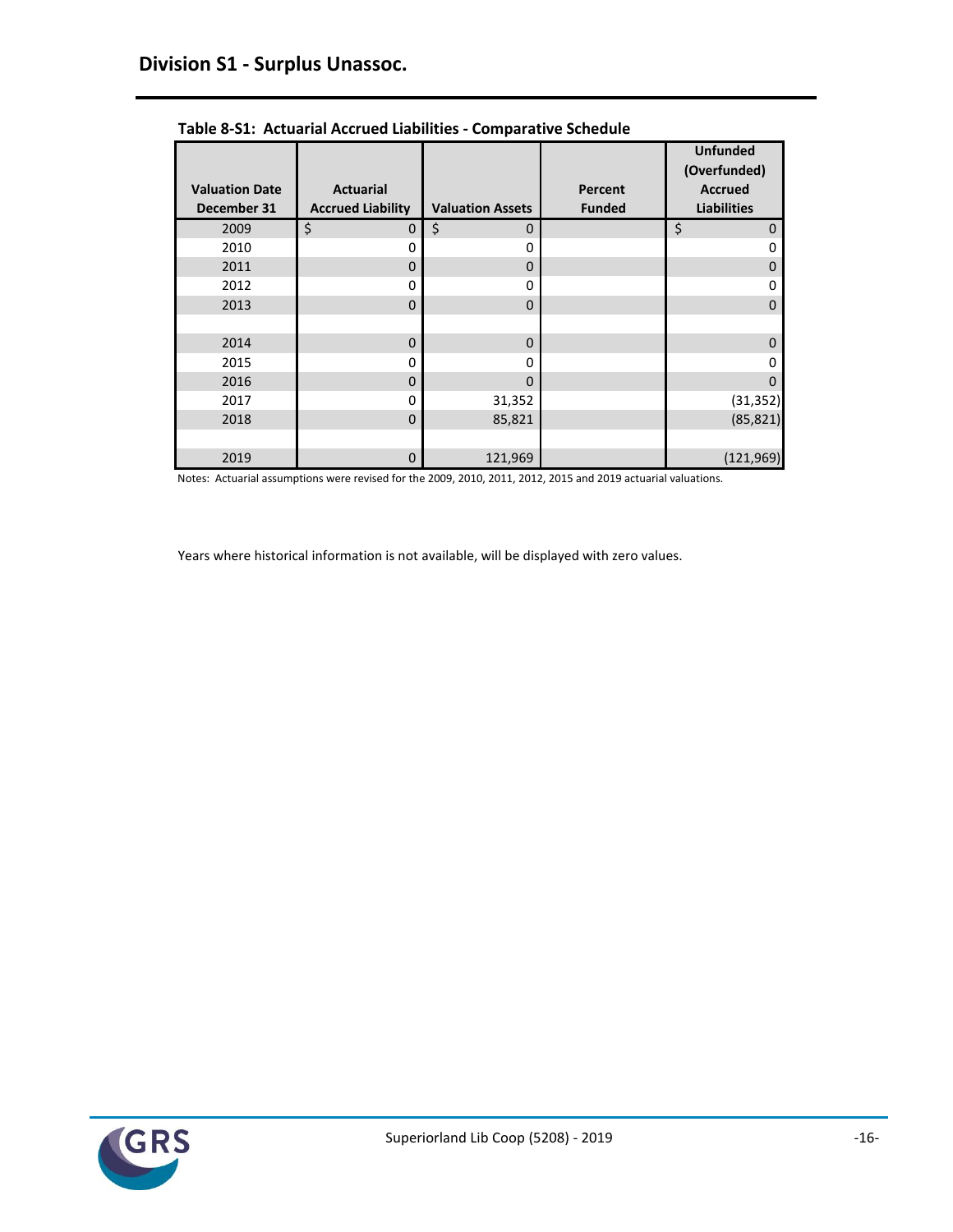## Division S1 - Surplus Unassoc.

**Table 8-S1: Actuarial Accrued Liabilities - Comparative Schedule**

| Valuation Date December 31 | Actuarial Accrued Liability | Valuation Assets | Percent Funded | Unfunded (Overfunded) Accrued Liabilities |
|---|---|---|---|---|
| 2009 | $ 0 | $ 0 | | $ 0 |
| 2010 | 0 | 0 | | 0 |
| 2011 | 0 | 0 | | 0 |
| 2012 | 0 | 0 | | 0 |
| 2013 | 0 | 0 | | 0 |
| | | | | |
| 2014 | 0 | 0 | | 0 |
| 2015 | 0 | 0 | | 0 |
| 2016 | 0 | 0 | | 0 |
| 2017 | 0 | 31,352 | | (31,352) |
| 2018 | 0 | 85,821 | | (85,821) |
| | | | | |
| 2019 | 0 | 121,969 | | (121,969) |

Notes: Actuarial assumptions were revised for the 2009, 2010, 2011, 2012, 2015 and 2019 actuarial valuations.

Years where historical information is not available, will be displayed with zero values.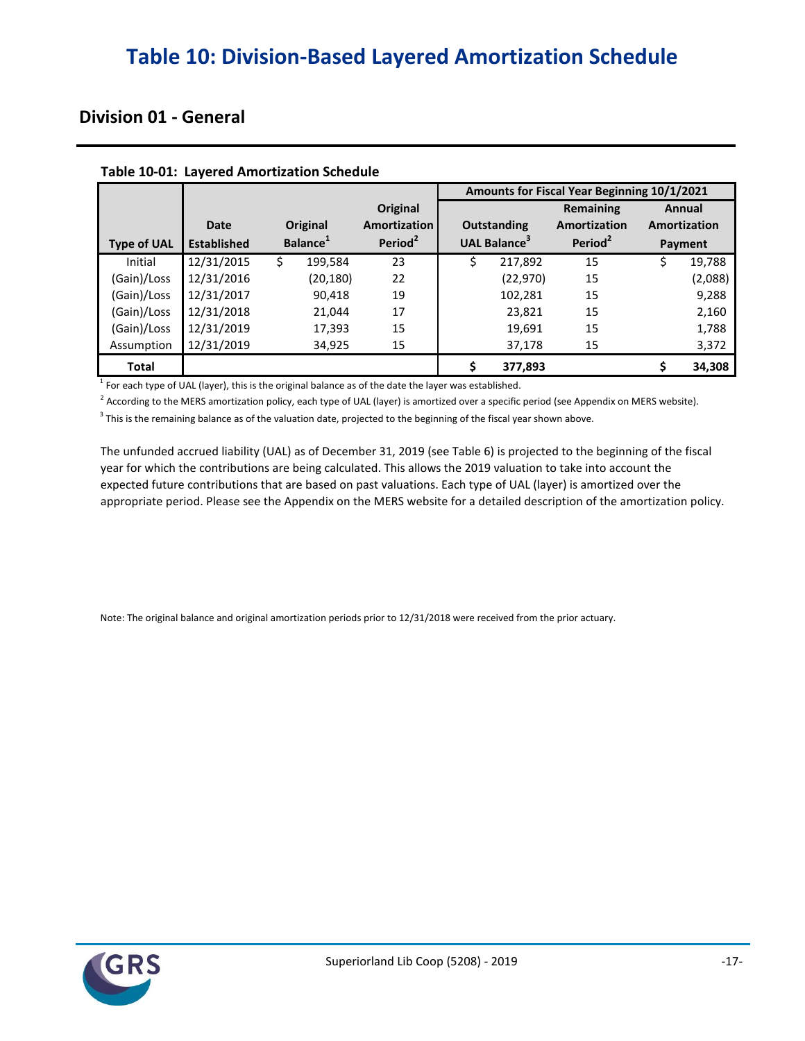# Table 10: Division-Based Layered Amortization Schedule

## Division 01 - General

**Table 10-01: Layered Amortization Schedule**

| | | | | Amounts for Fiscal Year Beginning 10/1/2021 | | |
|---|---|---|---|---|---|---|
| Type of UAL | Date Established | Original Balance[1] | Original Amortization Period[2] | Outstanding UAL Balance[3] | Remaining Amortization Period[2] | Annual Amortization Payment |
| Initial | 12/31/2015 | $ 199,584 | 23 | $ 217,892 | 15 | $ 19,788 |
| (Gain)/Loss | 12/31/2016 | (20,180) | 22 | (22,970) | 15 | (2,088) |
| (Gain)/Loss | 12/31/2017 | 90,418 | 19 | 102,281 | 15 | 9,288 |
| (Gain)/Loss | 12/31/2018 | 21,044 | 17 | 23,821 | 15 | 2,160 |
| (Gain)/Loss | 12/31/2019 | 17,393 | 15 | 19,691 | 15 | 1,788 |
| Assumption | 12/31/2019 | 34,925 | 15 | 37,178 | 15 | 3,372 |
| **Total** | | | | **$ 377,893** | | **$ 34,308** |

[1] For each type of UAL (layer), this is the original balance as of the date the layer was established.

[2] According to the MERS amortization policy, each type of UAL (layer) is amortized over a specific period (see Appendix on MERS website).

[3] This is the remaining balance as of the valuation date, projected to the beginning of the fiscal year shown above.

The unfunded accrued liability (UAL) as of December 31, 2019 (see Table 6) is projected to the beginning of the fiscal year for which the contributions are being calculated. This allows the 2019 valuation to take into account the expected future contributions that are based on past valuations. Each type of UAL (layer) is amortized over the appropriate period. Please see the Appendix on the MERS website for a detailed description of the amortization policy.

Note: The original balance and original amortization periods prior to 12/31/2018 were received from the prior actuary.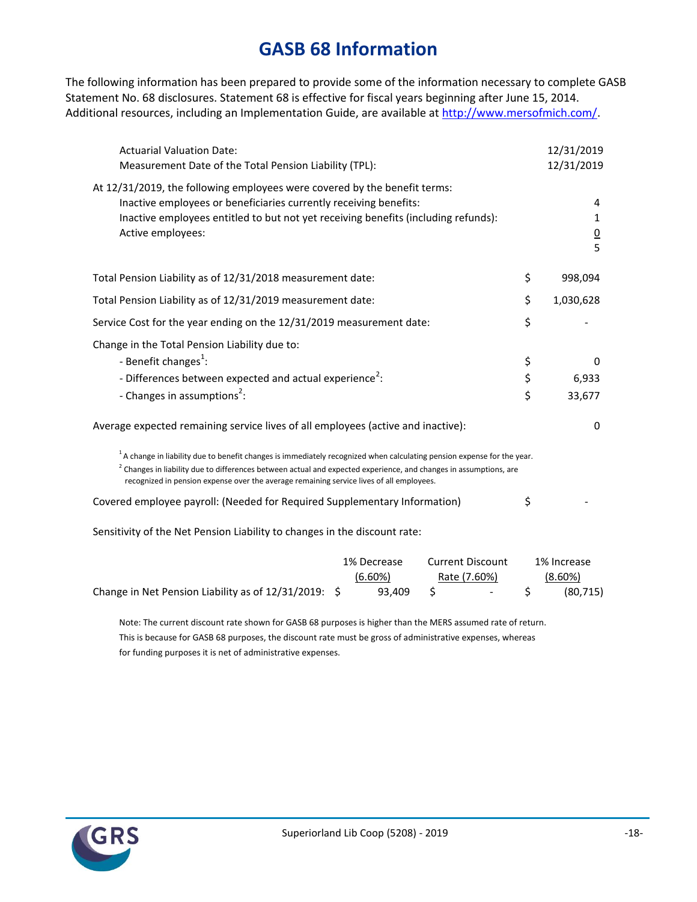# GASB 68 Information

The following information has been prepared to provide some of the information necessary to complete GASB Statement No. 68 disclosures. Statement 68 is effective for fiscal years beginning after June 15, 2014. Additional resources, including an Implementation Guide, are available at http://www.mersofmich.com/.

| | |
|---|---|
| Actuarial Valuation Date: | 12/31/2019 |
| Measurement Date of the Total Pension Liability (TPL): | 12/31/2019 |

At 12/31/2019, the following employees were covered by the benefit terms:

| | |
|---|---|
| Inactive employees or beneficiaries currently receiving benefits: | 4 |
| Inactive employees entitled to but not yet receiving benefits (including refunds): | 1 |
| Active employees: | 0 |
| | 5 |

| | |
|---|---|
| Total Pension Liability as of 12/31/2018 measurement date: | $ 998,094 |
| Total Pension Liability as of 12/31/2019 measurement date: | $ 1,030,628 |
| Service Cost for the year ending on the 12/31/2019 measurement date: | $ - |

Change in the Total Pension Liability due to:

| | |
|---|---|
| - Benefit changes[1]: | $ 0 |
| - Differences between expected and actual experience[2]: | $ 6,933 |
| - Changes in assumptions[2]: | $ 33,677 |

Average expected remaining service lives of all employees (active and inactive): 0

[1] A change in liability due to benefit changes is immediately recognized when calculating pension expense for the year.
[2] Changes in liability due to differences between actual and expected experience, and changes in assumptions, are recognized in pension expense over the average remaining service lives of all employees.

Covered employee payroll: (Needed for Required Supplementary Information) $ -

Sensitivity of the Net Pension Liability to changes in the discount rate:

| | 1% Decrease (6.60%) | Current Discount Rate (7.60%) | 1% Increase (8.60%) |
|---|---|---|---|
| Change in Net Pension Liability as of 12/31/2019: | $ 93,409 | $ - | $ (80,715) |

Note: The current discount rate shown for GASB 68 purposes is higher than the MERS assumed rate of return. This is because for GASB 68 purposes, the discount rate must be gross of administrative expenses, whereas for funding purposes it is net of administrative expenses.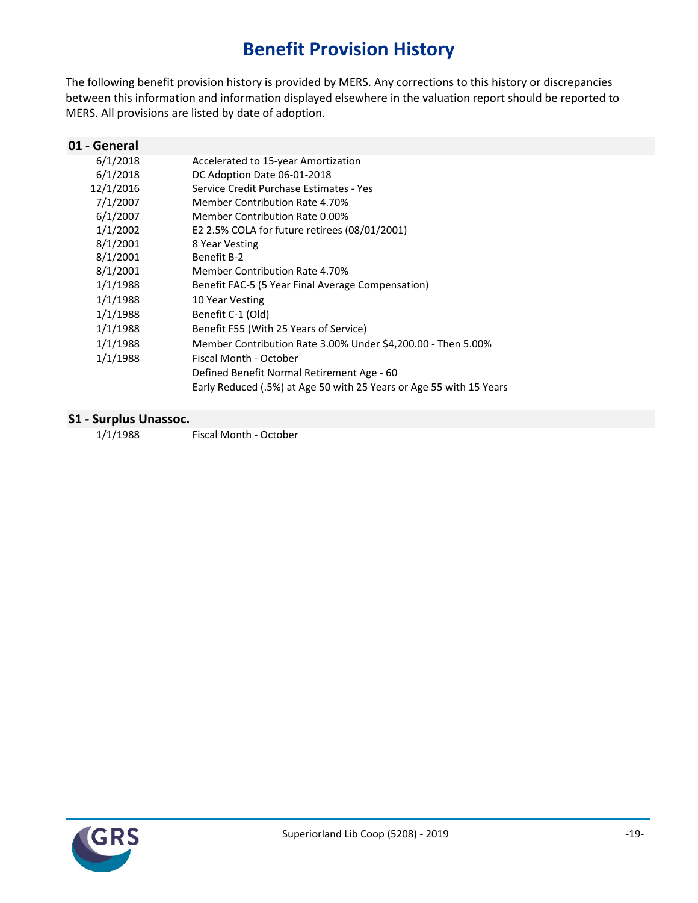# Benefit Provision History

The following benefit provision history is provided by MERS. Any corrections to this history or discrepancies between this information and information displayed elsewhere in the valuation report should be reported to MERS. All provisions are listed by date of adoption.

## 01 - General

| Date | Provision |
|---|---|
| 6/1/2018 | Accelerated to 15-year Amortization |
| 6/1/2018 | DC Adoption Date 06-01-2018 |
| 12/1/2016 | Service Credit Purchase Estimates - Yes |
| 7/1/2007 | Member Contribution Rate 4.70% |
| 6/1/2007 | Member Contribution Rate 0.00% |
| 1/1/2002 | E2 2.5% COLA for future retirees (08/01/2001) |
| 8/1/2001 | 8 Year Vesting |
| 8/1/2001 | Benefit B-2 |
| 8/1/2001 | Member Contribution Rate 4.70% |
| 1/1/1988 | Benefit FAC-5 (5 Year Final Average Compensation) |
| 1/1/1988 | 10 Year Vesting |
| 1/1/1988 | Benefit C-1 (Old) |
| 1/1/1988 | Benefit F55 (With 25 Years of Service) |
| 1/1/1988 | Member Contribution Rate 3.00% Under $4,200.00 - Then 5.00% |
| 1/1/1988 | Fiscal Month - October |
| | Defined Benefit Normal Retirement Age - 60 |
| | Early Reduced (.5%) at Age 50 with 25 Years or Age 55 with 15 Years |

## S1 - Surplus Unassoc.

| Date | Provision |
|---|---|
| 1/1/1988 | Fiscal Month - October |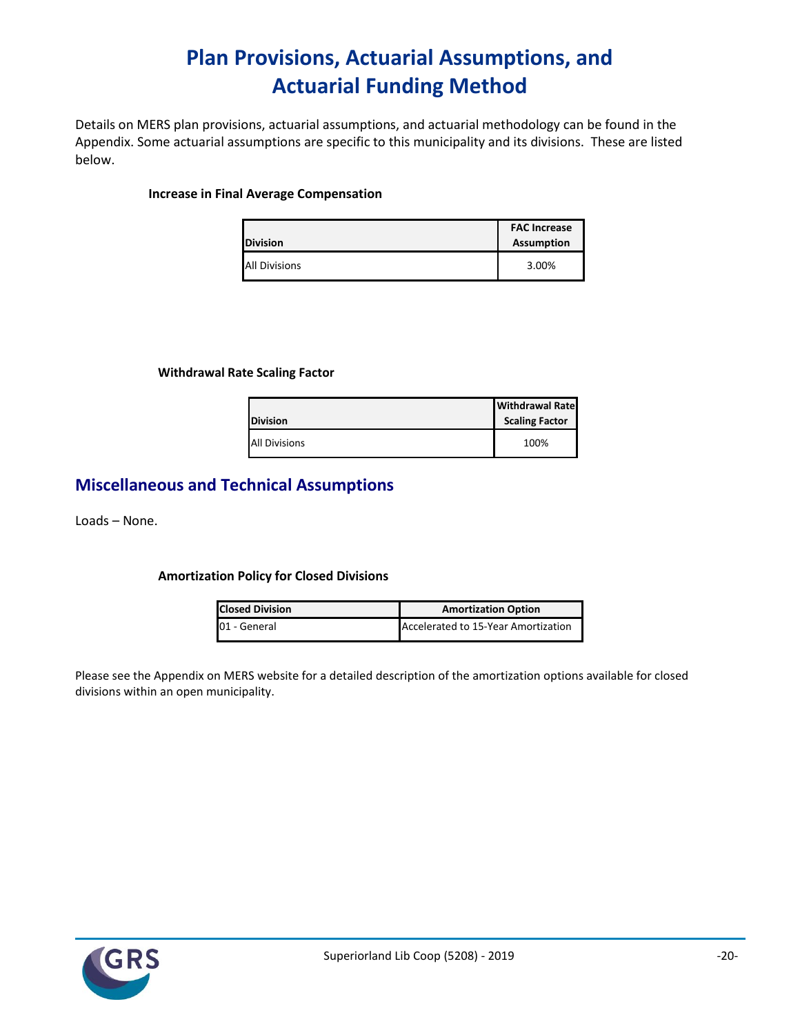# Plan Provisions, Actuarial Assumptions, and Actuarial Funding Method

Details on MERS plan provisions, actuarial assumptions, and actuarial methodology can be found in the Appendix. Some actuarial assumptions are specific to this municipality and its divisions. These are listed below.

**Increase in Final Average Compensation**

| Division | FAC Increase Assumption |
| --- | --- |
| All Divisions | 3.00% |

**Withdrawal Rate Scaling Factor**

| Division | Withdrawal Rate Scaling Factor |
| --- | --- |
| All Divisions | 100% |

## Miscellaneous and Technical Assumptions

Loads – None.

**Amortization Policy for Closed Divisions**

| Closed Division | Amortization Option |
| --- | --- |
| 01 - General | Accelerated to 15-Year Amortization |

Please see the Appendix on MERS website for a detailed description of the amortization options available for closed divisions within an open municipality.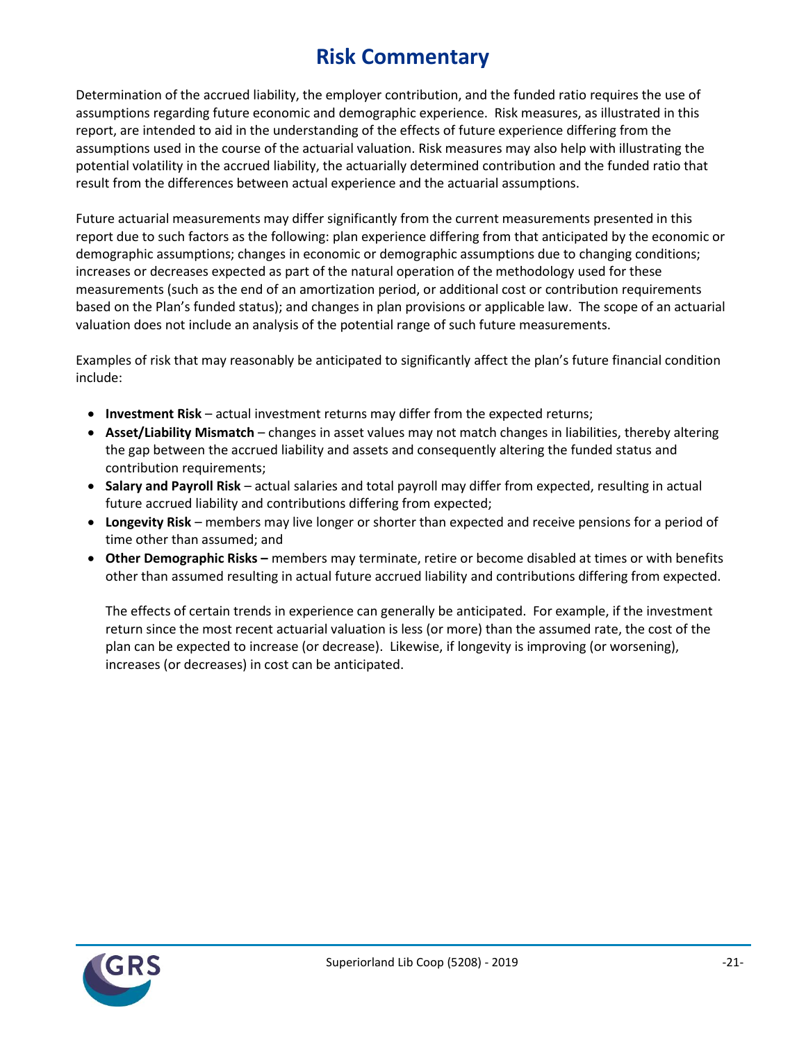# Risk Commentary

Determination of the accrued liability, the employer contribution, and the funded ratio requires the use of assumptions regarding future economic and demographic experience. Risk measures, as illustrated in this report, are intended to aid in the understanding of the effects of future experience differing from the assumptions used in the course of the actuarial valuation. Risk measures may also help with illustrating the potential volatility in the accrued liability, the actuarially determined contribution and the funded ratio that result from the differences between actual experience and the actuarial assumptions.

Future actuarial measurements may differ significantly from the current measurements presented in this report due to such factors as the following: plan experience differing from that anticipated by the economic or demographic assumptions; changes in economic or demographic assumptions due to changing conditions; increases or decreases expected as part of the natural operation of the methodology used for these measurements (such as the end of an amortization period, or additional cost or contribution requirements based on the Plan's funded status); and changes in plan provisions or applicable law. The scope of an actuarial valuation does not include an analysis of the potential range of such future measurements.

Examples of risk that may reasonably be anticipated to significantly affect the plan's future financial condition include:

- **Investment Risk** – actual investment returns may differ from the expected returns;
- **Asset/Liability Mismatch** – changes in asset values may not match changes in liabilities, thereby altering the gap between the accrued liability and assets and consequently altering the funded status and contribution requirements;
- **Salary and Payroll Risk** – actual salaries and total payroll may differ from expected, resulting in actual future accrued liability and contributions differing from expected;
- **Longevity Risk** – members may live longer or shorter than expected and receive pensions for a period of time other than assumed; and
- **Other Demographic Risks –** members may terminate, retire or become disabled at times or with benefits other than assumed resulting in actual future accrued liability and contributions differing from expected.

The effects of certain trends in experience can generally be anticipated. For example, if the investment return since the most recent actuarial valuation is less (or more) than the assumed rate, the cost of the plan can be expected to increase (or decrease). Likewise, if longevity is improving (or worsening), increases (or decreases) in cost can be anticipated.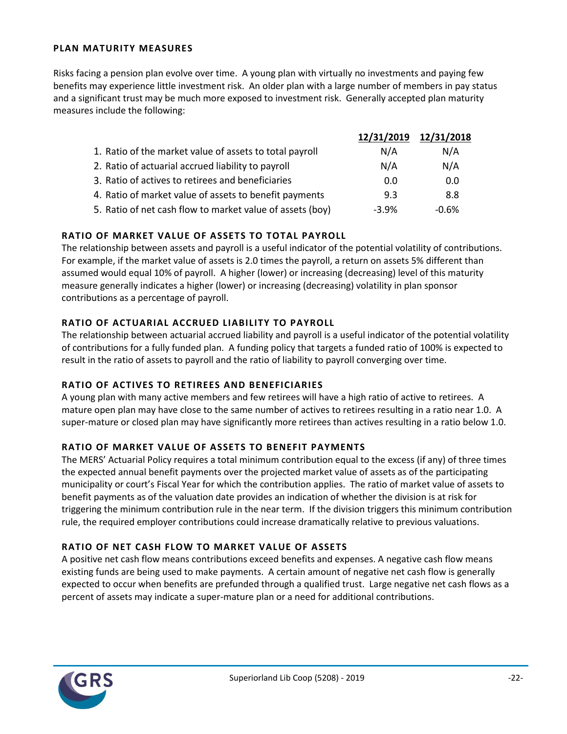## PLAN MATURITY MEASURES

Risks facing a pension plan evolve over time. A young plan with virtually no investments and paying few benefits may experience little investment risk. An older plan with a large number of members in pay status and a significant trust may be much more exposed to investment risk. Generally accepted plan maturity measures include the following:

| | 12/31/2019 | 12/31/2018 |
|---|---|---|
| 1. Ratio of the market value of assets to total payroll | N/A | N/A |
| 2. Ratio of actuarial accrued liability to payroll | N/A | N/A |
| 3. Ratio of actives to retirees and beneficiaries | 0.0 | 0.0 |
| 4. Ratio of market value of assets to benefit payments | 9.3 | 8.8 |
| 5. Ratio of net cash flow to market value of assets (boy) | -3.9% | -0.6% |

### RATIO OF MARKET VALUE OF ASSETS TO TOTAL PAYROLL

The relationship between assets and payroll is a useful indicator of the potential volatility of contributions. For example, if the market value of assets is 2.0 times the payroll, a return on assets 5% different than assumed would equal 10% of payroll. A higher (lower) or increasing (decreasing) level of this maturity measure generally indicates a higher (lower) or increasing (decreasing) volatility in plan sponsor contributions as a percentage of payroll.

### RATIO OF ACTUARIAL ACCRUED LIABILITY TO PAYROLL

The relationship between actuarial accrued liability and payroll is a useful indicator of the potential volatility of contributions for a fully funded plan. A funding policy that targets a funded ratio of 100% is expected to result in the ratio of assets to payroll and the ratio of liability to payroll converging over time.

### RATIO OF ACTIVES TO RETIREES AND BENEFICIARIES

A young plan with many active members and few retirees will have a high ratio of active to retirees. A mature open plan may have close to the same number of actives to retirees resulting in a ratio near 1.0. A super-mature or closed plan may have significantly more retirees than actives resulting in a ratio below 1.0.

### RATIO OF MARKET VALUE OF ASSETS TO BENEFIT PAYMENTS

The MERS' Actuarial Policy requires a total minimum contribution equal to the excess (if any) of three times the expected annual benefit payments over the projected market value of assets as of the participating municipality or court's Fiscal Year for which the contribution applies. The ratio of market value of assets to benefit payments as of the valuation date provides an indication of whether the division is at risk for triggering the minimum contribution rule in the near term. If the division triggers this minimum contribution rule, the required employer contributions could increase dramatically relative to previous valuations.

### RATIO OF NET CASH FLOW TO MARKET VALUE OF ASSETS

A positive net cash flow means contributions exceed benefits and expenses. A negative cash flow means existing funds are being used to make payments. A certain amount of negative net cash flow is generally expected to occur when benefits are prefunded through a qualified trust. Large negative net cash flows as a percent of assets may indicate a super-mature plan or a need for additional contributions.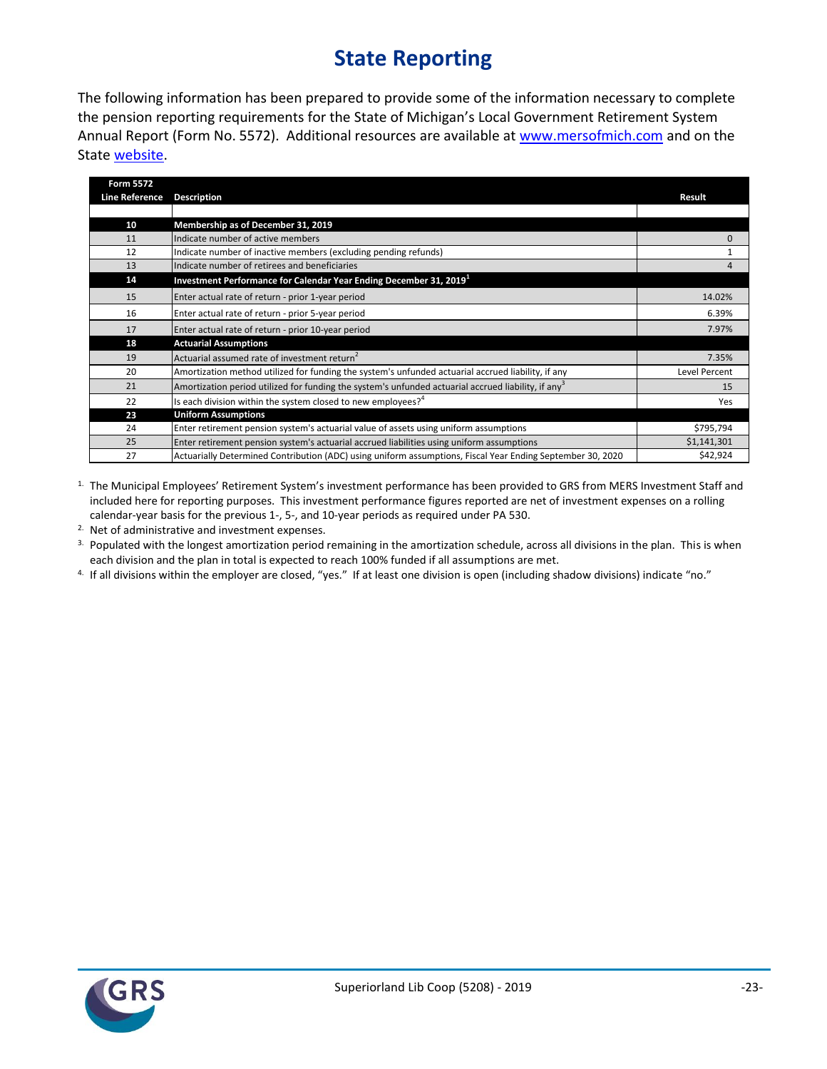# State Reporting

The following information has been prepared to provide some of the information necessary to complete the pension reporting requirements for the State of Michigan's Local Government Retirement System Annual Report (Form No. 5572). Additional resources are available at www.mersofmich.com and on the State website.

| Form 5572 Line Reference | Description | Result |
|---|---|---|
| | | |
| **10** | **Membership as of December 31, 2019** | |
| 11 | Indicate number of active members | 0 |
| 12 | Indicate number of inactive members (excluding pending refunds) | 1 |
| 13 | Indicate number of retirees and beneficiaries | 4 |
| **14** | **Investment Performance for Calendar Year Ending December 31, 2019**[1] | |
| 15 | Enter actual rate of return - prior 1-year period | 14.02% |
| 16 | Enter actual rate of return - prior 5-year period | 6.39% |
| 17 | Enter actual rate of return - prior 10-year period | 7.97% |
| **18** | **Actuarial Assumptions** | |
| 19 | Actuarial assumed rate of investment return[2] | 7.35% |
| 20 | Amortization method utilized for funding the system's unfunded actuarial accrued liability, if any | Level Percent |
| 21 | Amortization period utilized for funding the system's unfunded actuarial accrued liability, if any[3] | 15 |
| 22 | Is each division within the system closed to new employees?[4] | Yes |
| **23** | **Uniform Assumptions** | |
| 24 | Enter retirement pension system's actuarial value of assets using uniform assumptions | $795,794 |
| 25 | Enter retirement pension system's actuarial accrued liabilities using uniform assumptions | $1,141,301 |
| 27 | Actuarially Determined Contribution (ADC) using uniform assumptions, Fiscal Year Ending September 30, 2020 | $42,924 |

1. The Municipal Employees' Retirement System's investment performance has been provided to GRS from MERS Investment Staff and included here for reporting purposes. This investment performance figures reported are net of investment expenses on a rolling calendar-year basis for the previous 1-, 5-, and 10-year periods as required under PA 530.
2. Net of administrative and investment expenses.
3. Populated with the longest amortization period remaining in the amortization schedule, across all divisions in the plan. This is when each division and the plan in total is expected to reach 100% funded if all assumptions are met.
4. If all divisions within the employer are closed, "yes." If at least one division is open (including shadow divisions) indicate "no."